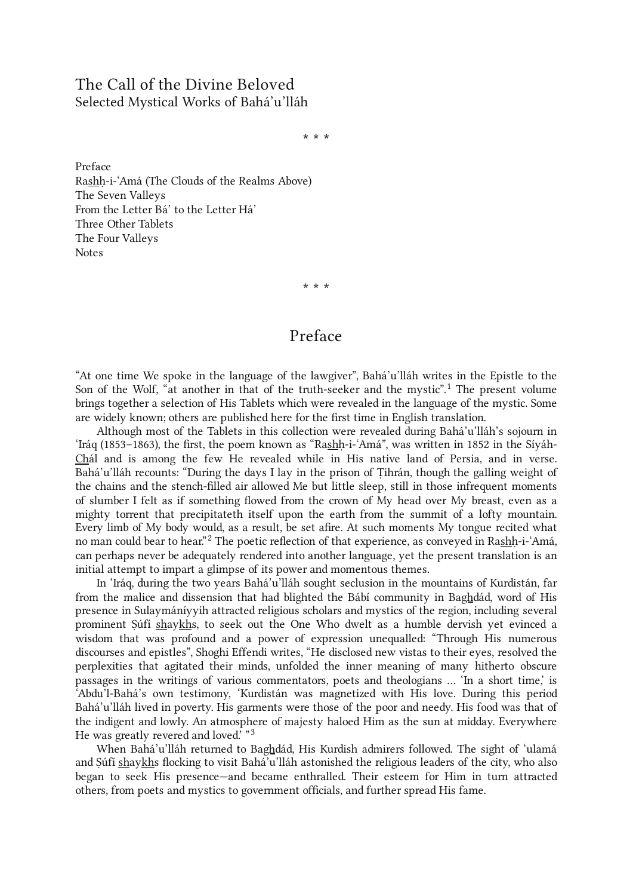# The Call of the Divine Beloved
## Selected Mystical Works of Bahá'u'lláh

\* \* \*

Preface
Ras͟hḥ-i-'Amá (The Clouds of the Realms Above)
The Seven Valleys
From the Letter Bá' to the Letter Há'
Three Other Tablets
The Four Valleys
Notes

\* \* \*

## Preface

"At one time We spoke in the language of the lawgiver", Bahá'u'lláh writes in the Epistle to the Son of the Wolf, "at another in that of the truth-seeker and the mystic".[1] The present volume brings together a selection of His Tablets which were revealed in the language of the mystic. Some are widely known; others are published here for the first time in English translation.

Although most of the Tablets in this collection were revealed during Bahá'u'lláh's sojourn in 'Iráq (1853–1863), the first, the poem known as "Ras͟hḥ-i-'Amá", was written in 1852 in the Síyáh-C͟hál and is among the few He revealed while in His native land of Persia, and in verse. Bahá'u'lláh recounts: "During the days I lay in the prison of Ṭihrán, though the galling weight of the chains and the stench-filled air allowed Me but little sleep, still in those infrequent moments of slumber I felt as if something flowed from the crown of My head over My breast, even as a mighty torrent that precipitateth itself upon the earth from the summit of a lofty mountain. Every limb of My body would, as a result, be set afire. At such moments My tongue recited what no man could bear to hear."[2] The poetic reflection of that experience, as conveyed in Ras͟hḥ-i-'Amá, can perhaps never be adequately rendered into another language, yet the present translation is an initial attempt to impart a glimpse of its power and momentous themes.

In 'Iráq, during the two years Bahá'u'lláh sought seclusion in the mountains of Kurdistán, far from the malice and dissension that had blighted the Bábí community in Bag͟hdád, word of His presence in Sulaymáníyyih attracted religious scholars and mystics of the region, including several prominent Ṣúfí s͟hayk͟hs, to seek out the One Who dwelt as a humble dervish yet evinced a wisdom that was profound and a power of expression unequalled: "Through His numerous discourses and epistles", Shoghi Effendi writes, "He disclosed new vistas to their eyes, resolved the perplexities that agitated their minds, unfolded the inner meaning of many hitherto obscure passages in the writings of various commentators, poets and theologians ... 'In a short time,' is 'Abdu'l-Bahá's own testimony, 'Kurdistán was magnetized with His love. During this period Bahá'u'lláh lived in poverty. His garments were those of the poor and needy. His food was that of the indigent and lowly. An atmosphere of majesty haloed Him as the sun at midday. Everywhere He was greatly revered and loved.' "[3]

When Bahá'u'lláh returned to Bag͟hdád, His Kurdish admirers followed. The sight of 'ulamá and Ṣúfí s͟hayk͟hs flocking to visit Bahá'u'lláh astonished the religious leaders of the city, who also began to seek His presence—and became enthralled. Their esteem for Him in turn attracted others, from poets and mystics to government officials, and further spread His fame.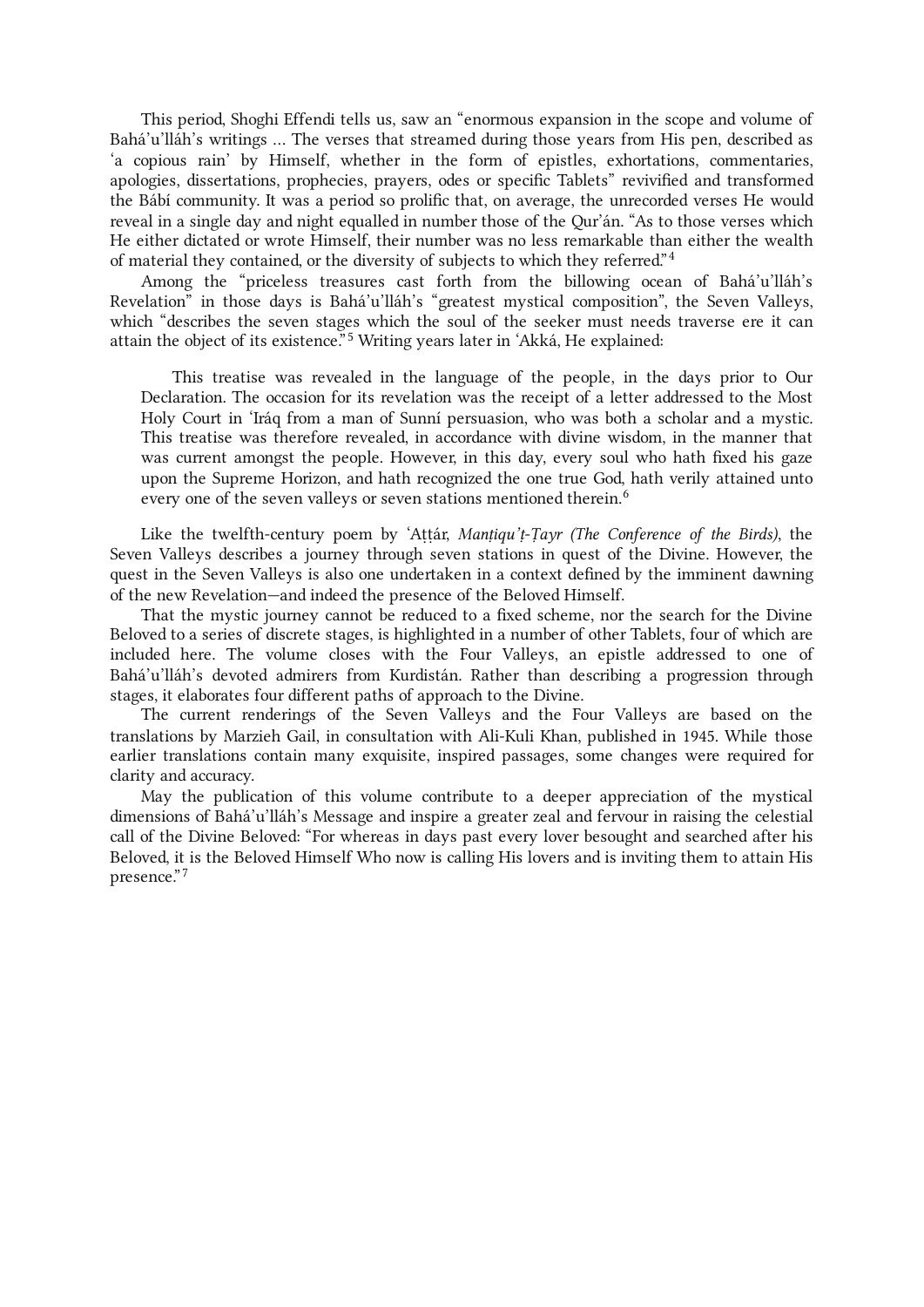This period, Shoghi Effendi tells us, saw an "enormous expansion in the scope and volume of Bahá'u'lláh's writings … The verses that streamed during those years from His pen, described as 'a copious rain' by Himself, whether in the form of epistles, exhortations, commentaries, apologies, dissertations, prophecies, prayers, odes or specific Tablets" revivified and transformed the Bábí community. It was a period so prolific that, on average, the unrecorded verses He would reveal in a single day and night equalled in number those of the Qur'án. "As to those verses which He either dictated or wrote Himself, their number was no less remarkable than either the wealth of material they contained, or the diversity of subjects to which they referred."[4]

Among the "priceless treasures cast forth from the billowing ocean of Bahá'u'lláh's Revelation" in those days is Bahá'u'lláh's "greatest mystical composition", the Seven Valleys, which "describes the seven stages which the soul of the seeker must needs traverse ere it can attain the object of its existence."[5] Writing years later in 'Akká, He explained:

> This treatise was revealed in the language of the people, in the days prior to Our Declaration. The occasion for its revelation was the receipt of a letter addressed to the Most Holy Court in 'Iráq from a man of Sunní persuasion, who was both a scholar and a mystic. This treatise was therefore revealed, in accordance with divine wisdom, in the manner that was current amongst the people. However, in this day, every soul who hath fixed his gaze upon the Supreme Horizon, and hath recognized the one true God, hath verily attained unto every one of the seven valleys or seven stations mentioned therein.[6]

Like the twelfth-century poem by 'Aṭṭár, *Manṭiqu'ṭ-Ṭayr (The Conference of the Birds)*, the Seven Valleys describes a journey through seven stations in quest of the Divine. However, the quest in the Seven Valleys is also one undertaken in a context defined by the imminent dawning of the new Revelation—and indeed the presence of the Beloved Himself.

That the mystic journey cannot be reduced to a fixed scheme, nor the search for the Divine Beloved to a series of discrete stages, is highlighted in a number of other Tablets, four of which are included here. The volume closes with the Four Valleys, an epistle addressed to one of Bahá'u'lláh's devoted admirers from Kurdistán. Rather than describing a progression through stages, it elaborates four different paths of approach to the Divine.

The current renderings of the Seven Valleys and the Four Valleys are based on the translations by Marzieh Gail, in consultation with Ali-Kuli Khan, published in 1945. While those earlier translations contain many exquisite, inspired passages, some changes were required for clarity and accuracy.

May the publication of this volume contribute to a deeper appreciation of the mystical dimensions of Bahá'u'lláh's Message and inspire a greater zeal and fervour in raising the celestial call of the Divine Beloved: "For whereas in days past every lover besought and searched after his Beloved, it is the Beloved Himself Who now is calling His lovers and is inviting them to attain His presence."[7]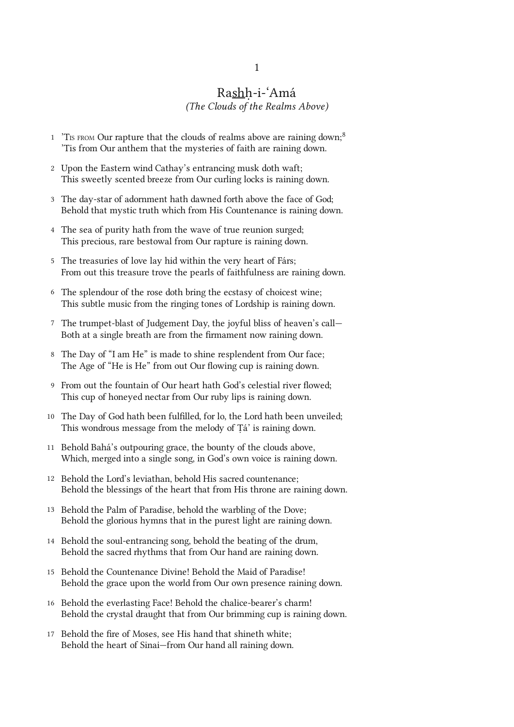# Ra<u>sh</u>ḥ-i-‘Amá

*(The Clouds of the Realms Above)*

1 ’Tis from Our rapture that the clouds of realms above are raining down;[8]
’Tis from Our anthem that the mysteries of faith are raining down.

2 Upon the Eastern wind Cathay’s entrancing musk doth waft;
This sweetly scented breeze from Our curling locks is raining down.

3 The day-star of adornment hath dawned forth above the face of God;
Behold that mystic truth which from His Countenance is raining down.

4 The sea of purity hath from the wave of true reunion surged;
This precious, rare bestowal from Our rapture is raining down.

5 The treasuries of love lay hid within the very heart of Fárs;
From out this treasure trove the pearls of faithfulness are raining down.

6 The splendour of the rose doth bring the ecstasy of choicest wine;
This subtle music from the ringing tones of Lordship is raining down.

7 The trumpet-blast of Judgement Day, the joyful bliss of heaven’s call—
Both at a single breath are from the firmament now raining down.

8 The Day of “I am He” is made to shine resplendent from Our face;
The Age of “He is He” from out Our flowing cup is raining down.

9 From out the fountain of Our heart hath God’s celestial river flowed;
This cup of honeyed nectar from Our ruby lips is raining down.

10 The Day of God hath been fulfilled, for lo, the Lord hath been unveiled;
This wondrous message from the melody of Ṭá’ is raining down.

11 Behold Bahá’s outpouring grace, the bounty of the clouds above,
Which, merged into a single song, in God’s own voice is raining down.

12 Behold the Lord’s leviathan, behold His sacred countenance;
Behold the blessings of the heart that from His throne are raining down.

13 Behold the Palm of Paradise, behold the warbling of the Dove;
Behold the glorious hymns that in the purest light are raining down.

14 Behold the soul-entrancing song, behold the beating of the drum,
Behold the sacred rhythms that from Our hand are raining down.

15 Behold the Countenance Divine! Behold the Maid of Paradise!
Behold the grace upon the world from Our own presence raining down.

16 Behold the everlasting Face! Behold the chalice-bearer’s charm!
Behold the crystal draught that from Our brimming cup is raining down.

17 Behold the fire of Moses, see His hand that shineth white;
Behold the heart of Sinai—from Our hand all raining down.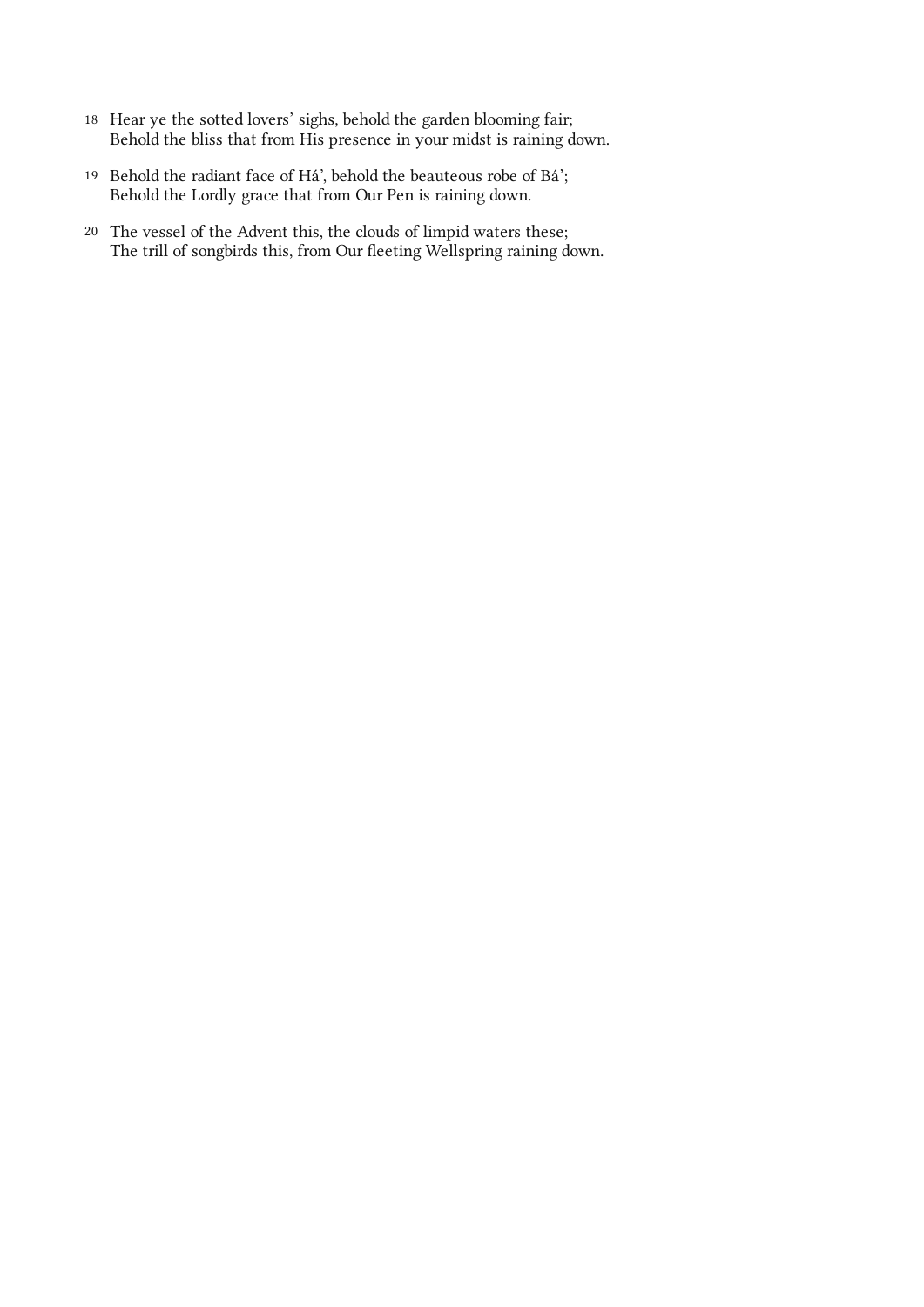18 Hear ye the sotted lovers' sighs, behold the garden blooming fair;
Behold the bliss that from His presence in your midst is raining down.

19 Behold the radiant face of Há', behold the beauteous robe of Bá';
Behold the Lordly grace that from Our Pen is raining down.

20 The vessel of the Advent this, the clouds of limpid waters these;
The trill of songbirds this, from Our fleeting Wellspring raining down.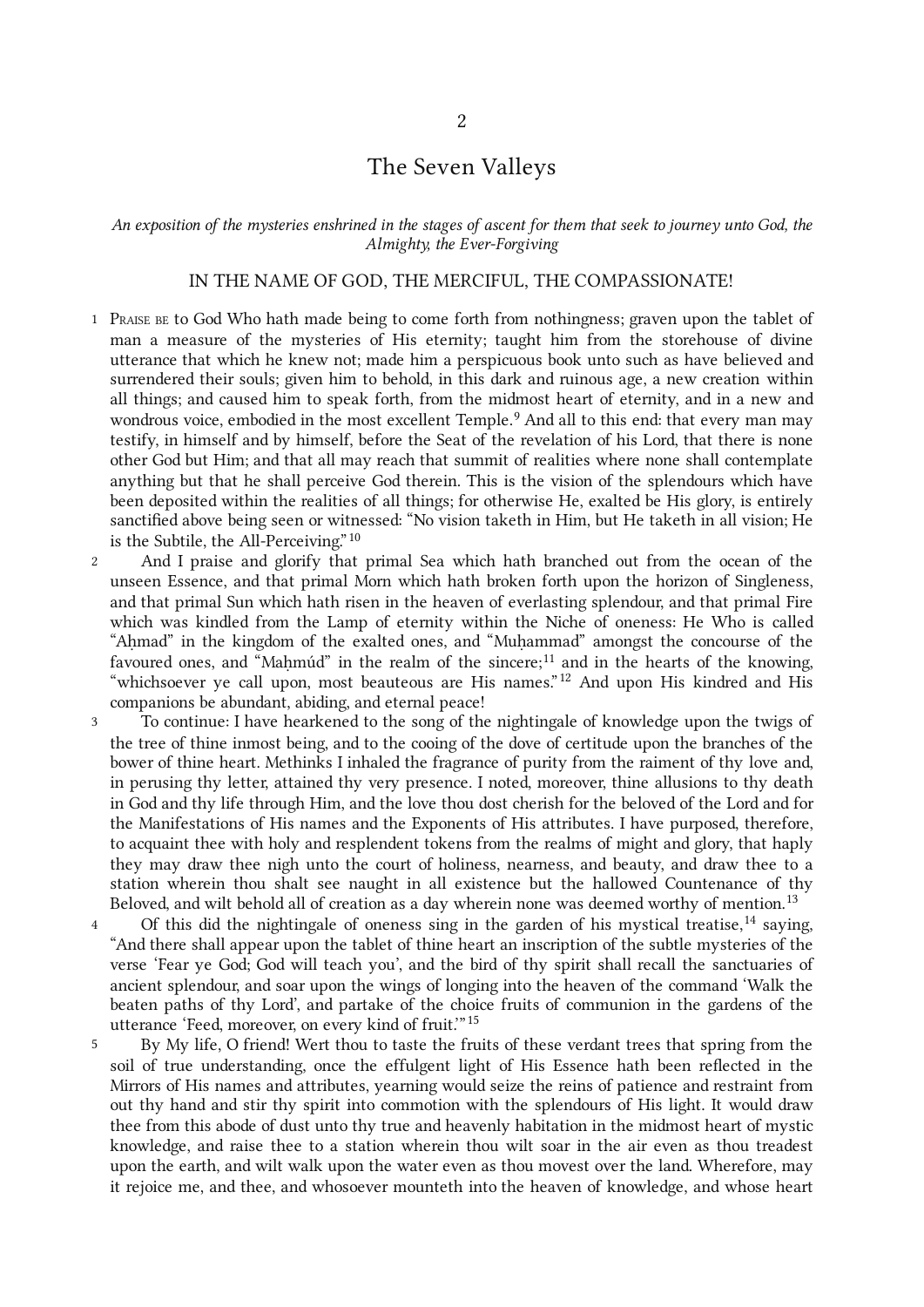# The Seven Valleys

*An exposition of the mysteries enshrined in the stages of ascent for them that seek to journey unto God, the Almighty, the Ever-Forgiving*

IN THE NAME OF GOD, THE MERCIFUL, THE COMPASSIONATE!

1 Praise be to God Who hath made being to come forth from nothingness; graven upon the tablet of man a measure of the mysteries of His eternity; taught him from the storehouse of divine utterance that which he knew not; made him a perspicuous book unto such as have believed and surrendered their souls; given him to behold, in this dark and ruinous age, a new creation within all things; and caused him to speak forth, from the midmost heart of eternity, and in a new and wondrous voice, embodied in the most excellent Temple.[9] And all to this end: that every man may testify, in himself and by himself, before the Seat of the revelation of his Lord, that there is none other God but Him; and that all may reach that summit of realities where none shall contemplate anything but that he shall perceive God therein. This is the vision of the splendours which have been deposited within the realities of all things; for otherwise He, exalted be His glory, is entirely sanctified above being seen or witnessed: "No vision taketh in Him, but He taketh in all vision; He is the Subtile, the All-Perceiving."[10]

2 And I praise and glorify that primal Sea which hath branched out from the ocean of the unseen Essence, and that primal Morn which hath broken forth upon the horizon of Singleness, and that primal Sun which hath risen in the heaven of everlasting splendour, and that primal Fire which was kindled from the Lamp of eternity within the Niche of oneness: He Who is called "Aḥmad" in the kingdom of the exalted ones, and "Muḥammad" amongst the concourse of the favoured ones, and "Maḥmúd" in the realm of the sincere;[11] and in the hearts of the knowing, "whichsoever ye call upon, most beauteous are His names."[12] And upon His kindred and His companions be abundant, abiding, and eternal peace!

3 To continue: I have hearkened to the song of the nightingale of knowledge upon the twigs of the tree of thine inmost being, and to the cooing of the dove of certitude upon the branches of the bower of thine heart. Methinks I inhaled the fragrance of purity from the raiment of thy love and, in perusing thy letter, attained thy very presence. I noted, moreover, thine allusions to thy death in God and thy life through Him, and the love thou dost cherish for the beloved of the Lord and for the Manifestations of His names and the Exponents of His attributes. I have purposed, therefore, to acquaint thee with holy and resplendent tokens from the realms of might and glory, that haply they may draw thee nigh unto the court of holiness, nearness, and beauty, and draw thee to a station wherein thou shalt see naught in all existence but the hallowed Countenance of thy Beloved, and wilt behold all of creation as a day wherein none was deemed worthy of mention.[13]

4 Of this did the nightingale of oneness sing in the garden of his mystical treatise,[14] saying, "And there shall appear upon the tablet of thine heart an inscription of the subtle mysteries of the verse 'Fear ye God; God will teach you', and the bird of thy spirit shall recall the sanctuaries of ancient splendour, and soar upon the wings of longing into the heaven of the command 'Walk the beaten paths of thy Lord', and partake of the choice fruits of communion in the gardens of the utterance 'Feed, moreover, on every kind of fruit.'"[15]

5 By My life, O friend! Wert thou to taste the fruits of these verdant trees that spring from the soil of true understanding, once the effulgent light of His Essence hath been reflected in the Mirrors of His names and attributes, yearning would seize the reins of patience and restraint from out thy hand and stir thy spirit into commotion with the splendours of His light. It would draw thee from this abode of dust unto thy true and heavenly habitation in the midmost heart of mystic knowledge, and raise thee to a station wherein thou wilt soar in the air even as thou treadest upon the earth, and wilt walk upon the water even as thou movest over the land. Wherefore, may it rejoice me, and thee, and whosoever mounteth into the heaven of knowledge, and whose heart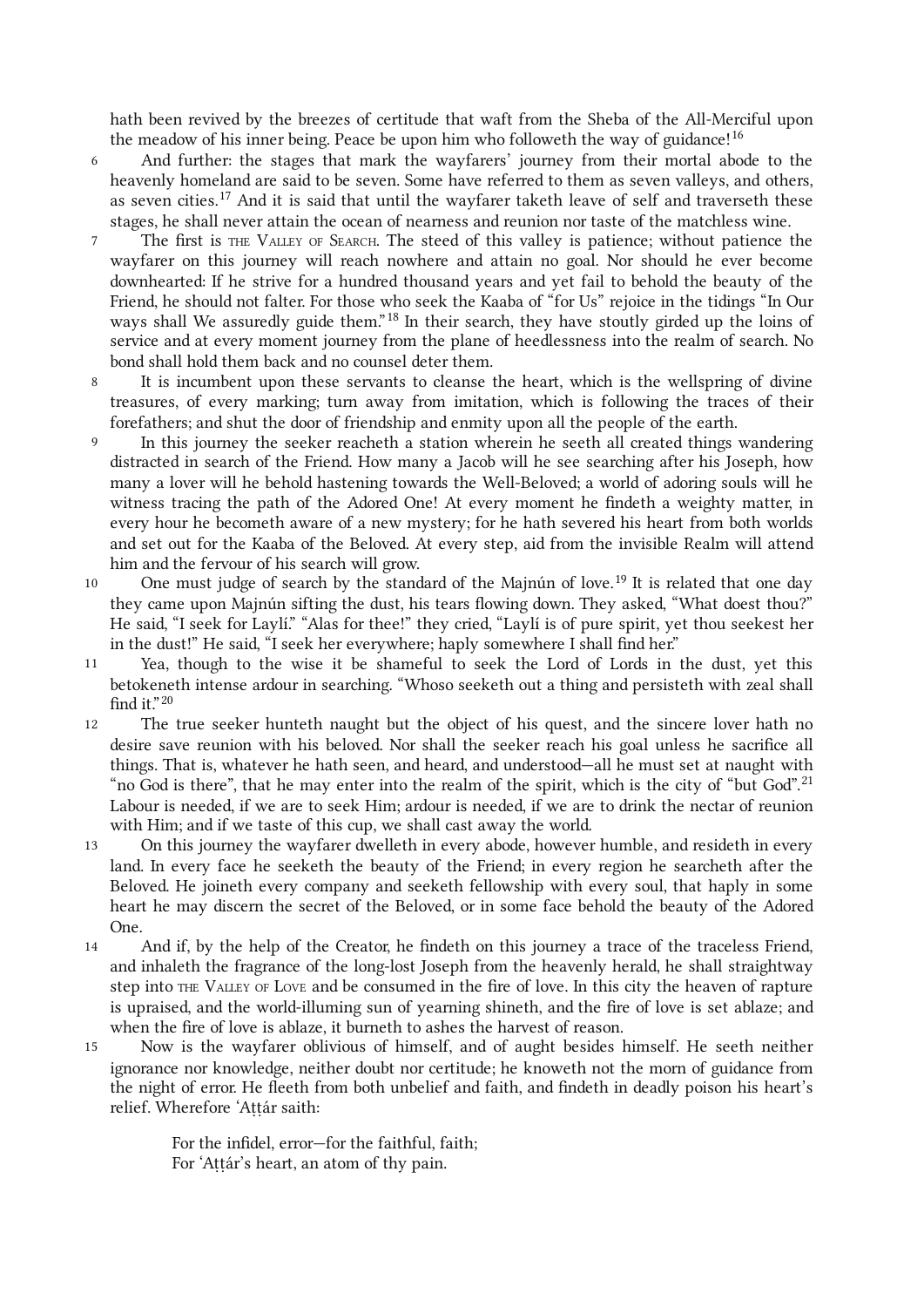hath been revived by the breezes of certitude that waft from the Sheba of the All-Merciful upon the meadow of his inner being. Peace be upon him who followeth the way of guidance![16]

6 And further: the stages that mark the wayfarers' journey from their mortal abode to the heavenly homeland are said to be seven. Some have referred to them as seven valleys, and others, as seven cities.[17] And it is said that until the wayfarer taketh leave of self and traverseth these stages, he shall never attain the ocean of nearness and reunion nor taste of the matchless wine.

7 The first is THE VALLEY OF SEARCH. The steed of this valley is patience; without patience the wayfarer on this journey will reach nowhere and attain no goal. Nor should he ever become downhearted: If he strive for a hundred thousand years and yet fail to behold the beauty of the Friend, he should not falter. For those who seek the Kaaba of "for Us" rejoice in the tidings "In Our ways shall We assuredly guide them."[18] In their search, they have stoutly girded up the loins of service and at every moment journey from the plane of heedlessness into the realm of search. No bond shall hold them back and no counsel deter them.

8 It is incumbent upon these servants to cleanse the heart, which is the wellspring of divine treasures, of every marking; turn away from imitation, which is following the traces of their forefathers; and shut the door of friendship and enmity upon all the people of the earth.

9 In this journey the seeker reacheth a station wherein he seeth all created things wandering distracted in search of the Friend. How many a Jacob will he see searching after his Joseph, how many a lover will he behold hastening towards the Well-Beloved; a world of adoring souls will he witness tracing the path of the Adored One! At every moment he findeth a weighty matter, in every hour he becometh aware of a new mystery; for he hath severed his heart from both worlds and set out for the Kaaba of the Beloved. At every step, aid from the invisible Realm will attend him and the fervour of his search will grow.

10 One must judge of search by the standard of the Majnún of love.[19] It is related that one day they came upon Majnún sifting the dust, his tears flowing down. They asked, "What doest thou?" He said, "I seek for Laylí." "Alas for thee!" they cried, "Laylí is of pure spirit, yet thou seekest her in the dust!" He said, "I seek her everywhere; haply somewhere I shall find her."

11 Yea, though to the wise it be shameful to seek the Lord of Lords in the dust, yet this betokeneth intense ardour in searching. "Whoso seeketh out a thing and persisteth with zeal shall find it."[20]

12 The true seeker hunteth naught but the object of his quest, and the sincere lover hath no desire save reunion with his beloved. Nor shall the seeker reach his goal unless he sacrifice all things. That is, whatever he hath seen, and heard, and understood—all he must set at naught with "no God is there", that he may enter into the realm of the spirit, which is the city of "but God".[21] Labour is needed, if we are to seek Him; ardour is needed, if we are to drink the nectar of reunion with Him; and if we taste of this cup, we shall cast away the world.

13 On this journey the wayfarer dwelleth in every abode, however humble, and resideth in every land. In every face he seeketh the beauty of the Friend; in every region he searcheth after the Beloved. He joineth every company and seeketh fellowship with every soul, that haply in some heart he may discern the secret of the Beloved, or in some face behold the beauty of the Adored One.

14 And if, by the help of the Creator, he findeth on this journey a trace of the traceless Friend, and inhaleth the fragrance of the long-lost Joseph from the heavenly herald, he shall straightway step into THE VALLEY OF LOVE and be consumed in the fire of love. In this city the heaven of rapture is upraised, and the world-illuming sun of yearning shineth, and the fire of love is set ablaze; and when the fire of love is ablaze, it burneth to ashes the harvest of reason.

15 Now is the wayfarer oblivious of himself, and of aught besides himself. He seeth neither ignorance nor knowledge, neither doubt nor certitude; he knoweth not the morn of guidance from the night of error. He fleeth from both unbelief and faith, and findeth in deadly poison his heart's relief. Wherefore ʻAṭṭár saith:

> For the infidel, error—for the faithful, faith;
> For ʻAṭṭár's heart, an atom of thy pain.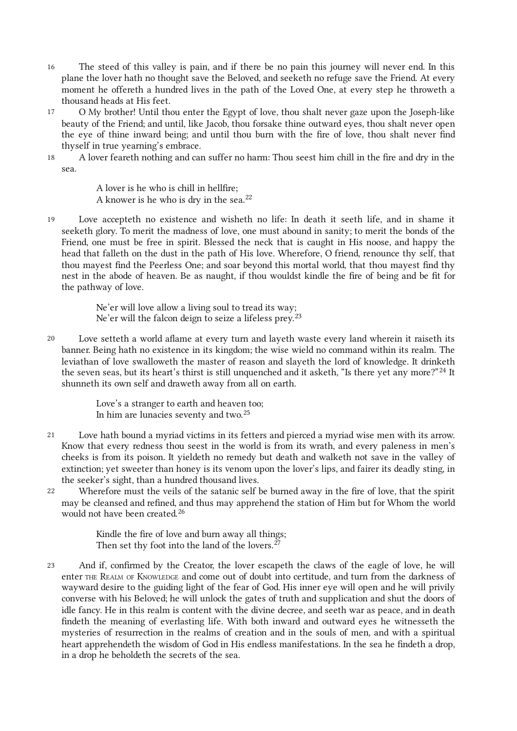16 The steed of this valley is pain, and if there be no pain this journey will never end. In this plane the lover hath no thought save the Beloved, and seeketh no refuge save the Friend. At every moment he offereth a hundred lives in the path of the Loved One, at every step he throweth a thousand heads at His feet.

17 O My brother! Until thou enter the Egypt of love, thou shalt never gaze upon the Joseph-like beauty of the Friend; and until, like Jacob, thou forsake thine outward eyes, thou shalt never open the eye of thine inward being; and until thou burn with the fire of love, thou shalt never find thyself in true yearning's embrace.

18 A lover feareth nothing and can suffer no harm: Thou seest him chill in the fire and dry in the sea.

> A lover is he who is chill in hellfire;
> A knower is he who is dry in the sea.[22]

19 Love accepteth no existence and wisheth no life: In death it seeth life, and in shame it seeketh glory. To merit the madness of love, one must abound in sanity; to merit the bonds of the Friend, one must be free in spirit. Blessed the neck that is caught in His noose, and happy the head that falleth on the dust in the path of His love. Wherefore, O friend, renounce thy self, that thou mayest find the Peerless One; and soar beyond this mortal world, that thou mayest find thy nest in the abode of heaven. Be as naught, if thou wouldst kindle the fire of being and be fit for the pathway of love.

> Ne'er will love allow a living soul to tread its way;
> Ne'er will the falcon deign to seize a lifeless prey.[23]

20 Love setteth a world aflame at every turn and layeth waste every land wherein it raiseth its banner. Being hath no existence in its kingdom; the wise wield no command within its realm. The leviathan of love swalloweth the master of reason and slayeth the lord of knowledge. It drinketh the seven seas, but its heart's thirst is still unquenched and it asketh, "Is there yet any more?"[24] It shunneth its own self and draweth away from all on earth.

> Love's a stranger to earth and heaven too;
> In him are lunacies seventy and two.[25]

21 Love hath bound a myriad victims in its fetters and pierced a myriad wise men with its arrow. Know that every redness thou seest in the world is from its wrath, and every paleness in men's cheeks is from its poison. It yieldeth no remedy but death and walketh not save in the valley of extinction; yet sweeter than honey is its venom upon the lover's lips, and fairer its deadly sting, in the seeker's sight, than a hundred thousand lives.

22 Wherefore must the veils of the satanic self be burned away in the fire of love, that the spirit may be cleansed and refined, and thus may apprehend the station of Him but for Whom the world would not have been created.[26]

> Kindle the fire of love and burn away all things;
> Then set thy foot into the land of the lovers.[27]

23 And if, confirmed by the Creator, the lover escapeth the claws of the eagle of love, he will enter THE REALM OF KNOWLEDGE and come out of doubt into certitude, and turn from the darkness of wayward desire to the guiding light of the fear of God. His inner eye will open and he will privily converse with his Beloved; he will unlock the gates of truth and supplication and shut the doors of idle fancy. He in this realm is content with the divine decree, and seeth war as peace, and in death findeth the meaning of everlasting life. With both inward and outward eyes he witnesseth the mysteries of resurrection in the realms of creation and in the souls of men, and with a spiritual heart apprehendeth the wisdom of God in His endless manifestations. In the sea he findeth a drop, in a drop he beholdeth the secrets of the sea.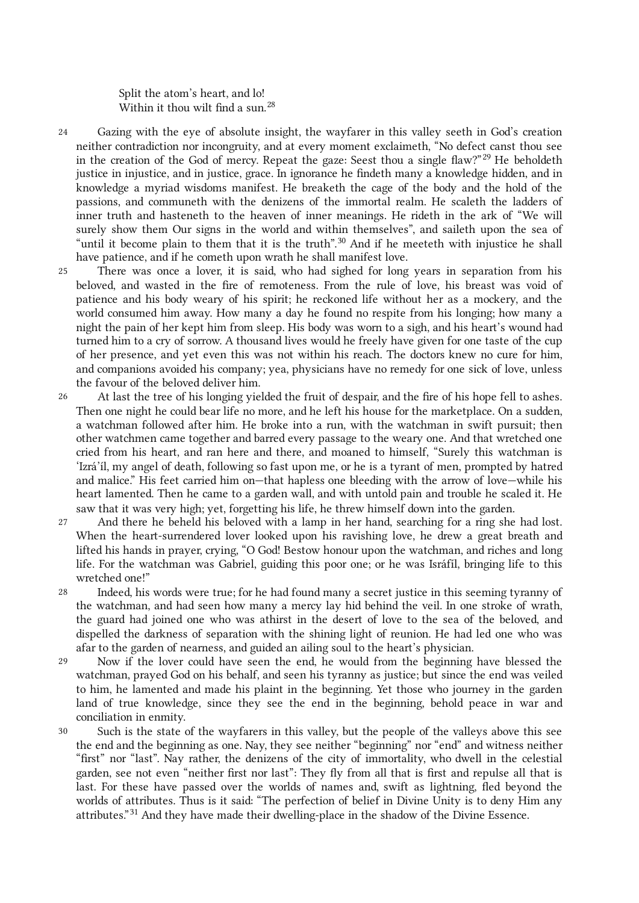Split the atom's heart, and lo!  
Within it thou wilt find a sun.[28]

24 Gazing with the eye of absolute insight, the wayfarer in this valley seeth in God's creation neither contradiction nor incongruity, and at every moment exclaimeth, "No defect canst thou see in the creation of the God of mercy. Repeat the gaze: Seest thou a single flaw?"[29] He beholdeth justice in injustice, and in justice, grace. In ignorance he findeth many a knowledge hidden, and in knowledge a myriad wisdoms manifest. He breaketh the cage of the body and the hold of the passions, and communeth with the denizens of the immortal realm. He scaleth the ladders of inner truth and hasteneth to the heaven of inner meanings. He rideth in the ark of "We will surely show them Our signs in the world and within themselves", and saileth upon the sea of "until it become plain to them that it is the truth".[30] And if he meeteth with injustice he shall have patience, and if he cometh upon wrath he shall manifest love.

25 There was once a lover, it is said, who had sighed for long years in separation from his beloved, and wasted in the fire of remoteness. From the rule of love, his breast was void of patience and his body weary of his spirit; he reckoned life without her as a mockery, and the world consumed him away. How many a day he found no respite from his longing; how many a night the pain of her kept him from sleep. His body was worn to a sigh, and his heart's wound had turned him to a cry of sorrow. A thousand lives would he freely have given for one taste of the cup of her presence, and yet even this was not within his reach. The doctors knew no cure for him, and companions avoided his company; yea, physicians have no remedy for one sick of love, unless the favour of the beloved deliver him.

26 At last the tree of his longing yielded the fruit of despair, and the fire of his hope fell to ashes. Then one night he could bear life no more, and he left his house for the marketplace. On a sudden, a watchman followed after him. He broke into a run, with the watchman in swift pursuit; then other watchmen came together and barred every passage to the weary one. And that wretched one cried from his heart, and ran here and there, and moaned to himself, "Surely this watchman is 'Izrá'íl, my angel of death, following so fast upon me, or he is a tyrant of men, prompted by hatred and malice." His feet carried him on—that hapless one bleeding with the arrow of love—while his heart lamented. Then he came to a garden wall, and with untold pain and trouble he scaled it. He saw that it was very high; yet, forgetting his life, he threw himself down into the garden.

27 And there he beheld his beloved with a lamp in her hand, searching for a ring she had lost. When the heart-surrendered lover looked upon his ravishing love, he drew a great breath and lifted his hands in prayer, crying, "O God! Bestow honour upon the watchman, and riches and long life. For the watchman was Gabriel, guiding this poor one; or he was Isráfíl, bringing life to this wretched one!"

28 Indeed, his words were true; for he had found many a secret justice in this seeming tyranny of the watchman, and had seen how many a mercy lay hid behind the veil. In one stroke of wrath, the guard had joined one who was athirst in the desert of love to the sea of the beloved, and dispelled the darkness of separation with the shining light of reunion. He had led one who was afar to the garden of nearness, and guided an ailing soul to the heart's physician.

29 Now if the lover could have seen the end, he would from the beginning have blessed the watchman, prayed God on his behalf, and seen his tyranny as justice; but since the end was veiled to him, he lamented and made his plaint in the beginning. Yet those who journey in the garden land of true knowledge, since they see the end in the beginning, behold peace in war and conciliation in enmity.

30 Such is the state of the wayfarers in this valley, but the people of the valleys above this see the end and the beginning as one. Nay, they see neither "beginning" nor "end" and witness neither "first" nor "last". Nay rather, the denizens of the city of immortality, who dwell in the celestial garden, see not even "neither first nor last": They fly from all that is first and repulse all that is last. For these have passed over the worlds of names and, swift as lightning, fled beyond the worlds of attributes. Thus is it said: "The perfection of belief in Divine Unity is to deny Him any attributes."[31] And they have made their dwelling-place in the shadow of the Divine Essence.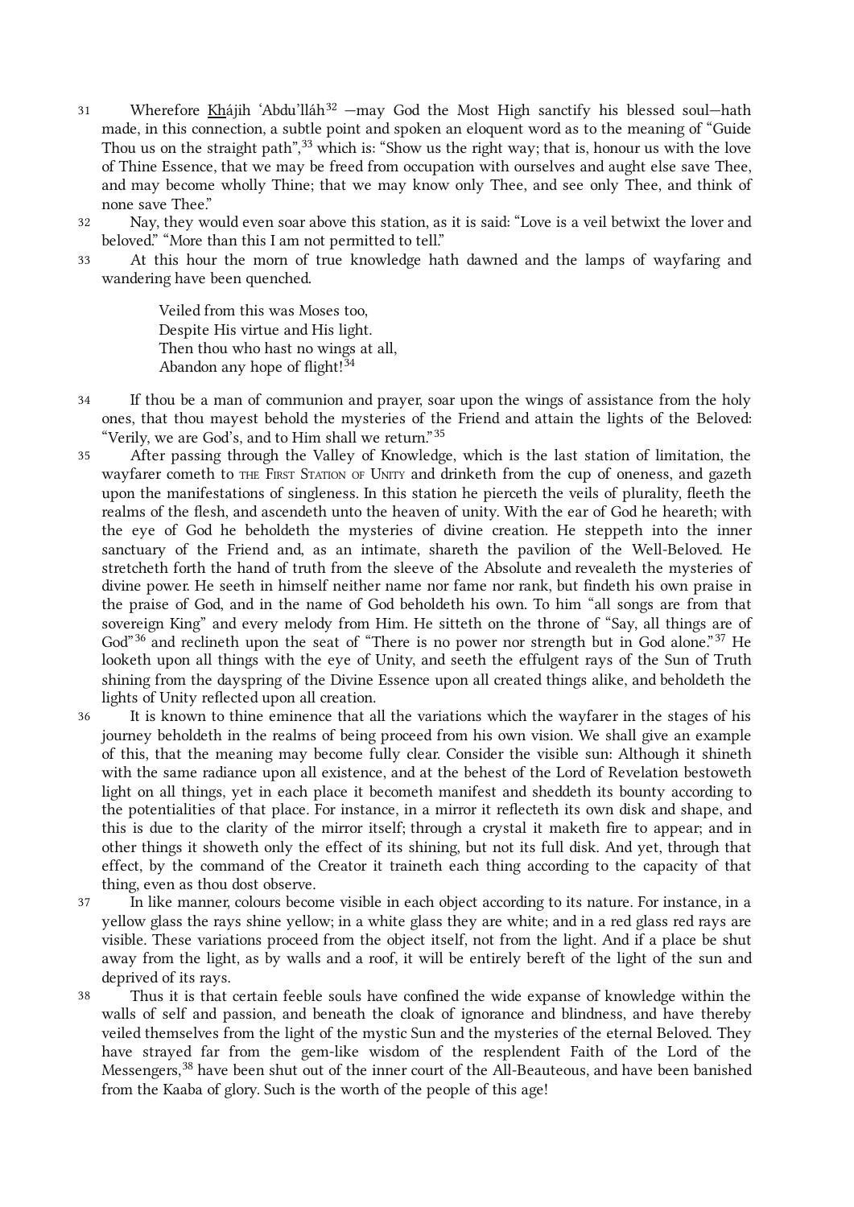31 Wherefore Khájih ‘Abdu’lláh[32] —may God the Most High sanctify his blessed soul—hath made, in this connection, a subtle point and spoken an eloquent word as to the meaning of “Guide Thou us on the straight path”,[33] which is: “Show us the right way; that is, honour us with the love of Thine Essence, that we may be freed from occupation with ourselves and aught else save Thee, and may become wholly Thine; that we may know only Thee, and see only Thee, and think of none save Thee.”

32 Nay, they would even soar above this station, as it is said: “Love is a veil betwixt the lover and beloved.” “More than this I am not permitted to tell.”

33 At this hour the morn of true knowledge hath dawned and the lamps of wayfaring and wandering have been quenched.

> Veiled from this was Moses too,
> Despite His virtue and His light.
> Then thou who hast no wings at all,
> Abandon any hope of flight![34]

34 If thou be a man of communion and prayer, soar upon the wings of assistance from the holy ones, that thou mayest behold the mysteries of the Friend and attain the lights of the Beloved: “Verily, we are God’s, and to Him shall we return.”[35]

35 After passing through the Valley of Knowledge, which is the last station of limitation, the wayfarer cometh to The First Station of Unity and drinketh from the cup of oneness, and gazeth upon the manifestations of singleness. In this station he pierceth the veils of plurality, fleeth the realms of the flesh, and ascendeth unto the heaven of unity. With the ear of God he heareth; with the eye of God he beholdeth the mysteries of divine creation. He steppeth into the inner sanctuary of the Friend and, as an intimate, shareth the pavilion of the Well-Beloved. He stretcheth forth the hand of truth from the sleeve of the Absolute and revealeth the mysteries of divine power. He seeth in himself neither name nor fame nor rank, but findeth his own praise in the praise of God, and in the name of God beholdeth his own. To him “all songs are from that sovereign King” and every melody from Him. He sitteth on the throne of “Say, all things are of God”[36] and reclineth upon the seat of “There is no power nor strength but in God alone.”[37] He looketh upon all things with the eye of Unity, and seeth the effulgent rays of the Sun of Truth shining from the dayspring of the Divine Essence upon all created things alike, and beholdeth the lights of Unity reflected upon all creation.

36 It is known to thine eminence that all the variations which the wayfarer in the stages of his journey beholdeth in the realms of being proceed from his own vision. We shall give an example of this, that the meaning may become fully clear. Consider the visible sun: Although it shineth with the same radiance upon all existence, and at the behest of the Lord of Revelation bestoweth light on all things, yet in each place it becometh manifest and sheddeth its bounty according to the potentialities of that place. For instance, in a mirror it reflecteth its own disk and shape, and this is due to the clarity of the mirror itself; through a crystal it maketh fire to appear; and in other things it showeth only the effect of its shining, but not its full disk. And yet, through that effect, by the command of the Creator it traineth each thing according to the capacity of that thing, even as thou dost observe.

37 In like manner, colours become visible in each object according to its nature. For instance, in a yellow glass the rays shine yellow; in a white glass they are white; and in a red glass red rays are visible. These variations proceed from the object itself, not from the light. And if a place be shut away from the light, as by walls and a roof, it will be entirely bereft of the light of the sun and deprived of its rays.

38 Thus it is that certain feeble souls have confined the wide expanse of knowledge within the walls of self and passion, and beneath the cloak of ignorance and blindness, and have thereby veiled themselves from the light of the mystic Sun and the mysteries of the eternal Beloved. They have strayed far from the gem-like wisdom of the resplendent Faith of the Lord of the Messengers,[38] have been shut out of the inner court of the All-Beauteous, and have been banished from the Kaaba of glory. Such is the worth of the people of this age!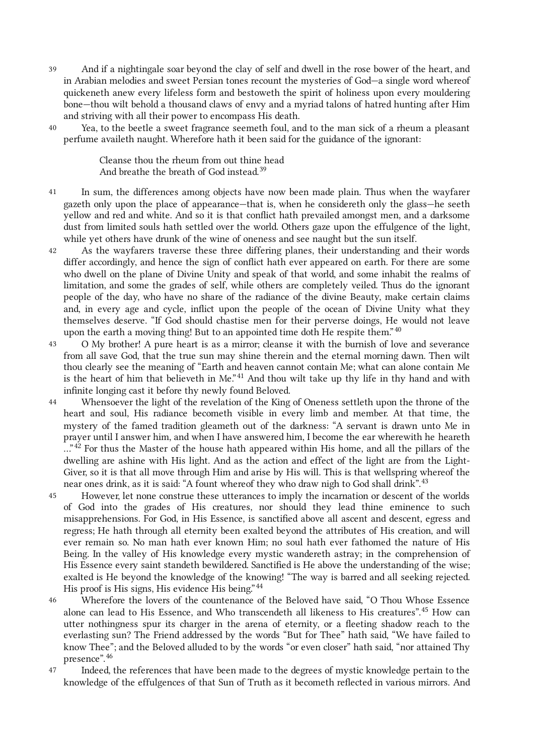39 And if a nightingale soar beyond the clay of self and dwell in the rose bower of the heart, and in Arabian melodies and sweet Persian tones recount the mysteries of God—a single word whereof quickeneth anew every lifeless form and bestoweth the spirit of holiness upon every mouldering bone—thou wilt behold a thousand claws of envy and a myriad talons of hatred hunting after Him and striving with all their power to encompass His death.

40 Yea, to the beetle a sweet fragrance seemeth foul, and to the man sick of a rheum a pleasant perfume availeth naught. Wherefore hath it been said for the guidance of the ignorant:

> Cleanse thou the rheum from out thine head
> And breathe the breath of God instead.[39]

41 In sum, the differences among objects have now been made plain. Thus when the wayfarer gazeth only upon the place of appearance—that is, when he considereth only the glass—he seeth yellow and red and white. And so it is that conflict hath prevailed amongst men, and a darksome dust from limited souls hath settled over the world. Others gaze upon the effulgence of the light, while yet others have drunk of the wine of oneness and see naught but the sun itself.

42 As the wayfarers traverse these three differing planes, their understanding and their words differ accordingly, and hence the sign of conflict hath ever appeared on earth. For there are some who dwell on the plane of Divine Unity and speak of that world, and some inhabit the realms of limitation, and some the grades of self, while others are completely veiled. Thus do the ignorant people of the day, who have no share of the radiance of the divine Beauty, make certain claims and, in every age and cycle, inflict upon the people of the ocean of Divine Unity what they themselves deserve. "If God should chastise men for their perverse doings, He would not leave upon the earth a moving thing! But to an appointed time doth He respite them."[40]

43 O My brother! A pure heart is as a mirror; cleanse it with the burnish of love and severance from all save God, that the true sun may shine therein and the eternal morning dawn. Then wilt thou clearly see the meaning of "Earth and heaven cannot contain Me; what can alone contain Me is the heart of him that believeth in Me."[41] And thou wilt take up thy life in thy hand and with infinite longing cast it before thy newly found Beloved.

44 Whensoever the light of the revelation of the King of Oneness settleth upon the throne of the heart and soul, His radiance becometh visible in every limb and member. At that time, the mystery of the famed tradition gleameth out of the darkness: "A servant is drawn unto Me in prayer until I answer him, and when I have answered him, I become the ear wherewith he heareth ..."[42] For thus the Master of the house hath appeared within His home, and all the pillars of the dwelling are ashine with His light. And as the action and effect of the light are from the Light-Giver, so it is that all move through Him and arise by His will. This is that wellspring whereof the near ones drink, as it is said: "A fount whereof they who draw nigh to God shall drink".[43]

45 However, let none construe these utterances to imply the incarnation or descent of the worlds of God into the grades of His creatures, nor should they lead thine eminence to such misapprehensions. For God, in His Essence, is sanctified above all ascent and descent, egress and regress; He hath through all eternity been exalted beyond the attributes of His creation, and will ever remain so. No man hath ever known Him; no soul hath ever fathomed the nature of His Being. In the valley of His knowledge every mystic wandereth astray; in the comprehension of His Essence every saint standeth bewildered. Sanctified is He above the understanding of the wise; exalted is He beyond the knowledge of the knowing! "The way is barred and all seeking rejected. His proof is His signs, His evidence His being."[44]

46 Wherefore the lovers of the countenance of the Beloved have said, "O Thou Whose Essence alone can lead to His Essence, and Who transcendeth all likeness to His creatures".[45] How can utter nothingness spur its charger in the arena of eternity, or a fleeting shadow reach to the everlasting sun? The Friend addressed by the words "But for Thee" hath said, "We have failed to know Thee"; and the Beloved alluded to by the words "or even closer" hath said, "nor attained Thy presence".[46]

47 Indeed, the references that have been made to the degrees of mystic knowledge pertain to the knowledge of the effulgences of that Sun of Truth as it becometh reflected in various mirrors. And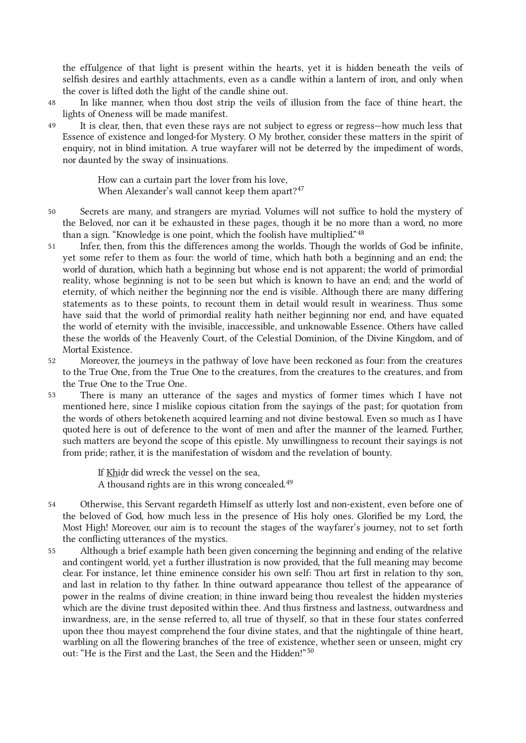the effulgence of that light is present within the hearts, yet it is hidden beneath the veils of selfish desires and earthly attachments, even as a candle within a lantern of iron, and only when the cover is lifted doth the light of the candle shine out.

48 In like manner, when thou dost strip the veils of illusion from the face of thine heart, the lights of Oneness will be made manifest.

49 It is clear, then, that even these rays are not subject to egress or regress—how much less that Essence of existence and longed-for Mystery. O My brother, consider these matters in the spirit of enquiry, not in blind imitation. A true wayfarer will not be deterred by the impediment of words, nor daunted by the sway of insinuations.

> How can a curtain part the lover from his love,
> When Alexander's wall cannot keep them apart?[47]

50 Secrets are many, and strangers are myriad. Volumes will not suffice to hold the mystery of the Beloved, nor can it be exhausted in these pages, though it be no more than a word, no more than a sign. "Knowledge is one point, which the foolish have multiplied."[48]

51 Infer, then, from this the differences among the worlds. Though the worlds of God be infinite, yet some refer to them as four: the world of time, which hath both a beginning and an end; the world of duration, which hath a beginning but whose end is not apparent; the world of primordial reality, whose beginning is not to be seen but which is known to have an end; and the world of eternity, of which neither the beginning nor the end is visible. Although there are many differing statements as to these points, to recount them in detail would result in weariness. Thus some have said that the world of primordial reality hath neither beginning nor end, and have equated the world of eternity with the invisible, inaccessible, and unknowable Essence. Others have called these the worlds of the Heavenly Court, of the Celestial Dominion, of the Divine Kingdom, and of Mortal Existence.

52 Moreover, the journeys in the pathway of love have been reckoned as four: from the creatures to the True One, from the True One to the creatures, from the creatures to the creatures, and from the True One to the True One.

53 There is many an utterance of the sages and mystics of former times which I have not mentioned here, since I mislike copious citation from the sayings of the past; for quotation from the words of others betokeneth acquired learning and not divine bestowal. Even so much as I have quoted here is out of deference to the wont of men and after the manner of the learned. Further, such matters are beyond the scope of this epistle. My unwillingness to recount their sayings is not from pride; rather, it is the manifestation of wisdom and the revelation of bounty.

> If Khiḍr did wreck the vessel on the sea,
> A thousand rights are in this wrong concealed.[49]

54 Otherwise, this Servant regardeth Himself as utterly lost and non-existent, even before one of the beloved of God, how much less in the presence of His holy ones. Glorified be my Lord, the Most High! Moreover, our aim is to recount the stages of the wayfarer's journey, not to set forth the conflicting utterances of the mystics.

55 Although a brief example hath been given concerning the beginning and ending of the relative and contingent world, yet a further illustration is now provided, that the full meaning may become clear. For instance, let thine eminence consider his own self: Thou art first in relation to thy son, and last in relation to thy father. In thine outward appearance thou tellest of the appearance of power in the realms of divine creation; in thine inward being thou revealest the hidden mysteries which are the divine trust deposited within thee. And thus firstness and lastness, outwardness and inwardness, are, in the sense referred to, all true of thyself, so that in these four states conferred upon thee thou mayest comprehend the four divine states, and that the nightingale of thine heart, warbling on all the flowering branches of the tree of existence, whether seen or unseen, might cry out: "He is the First and the Last, the Seen and the Hidden!"[50]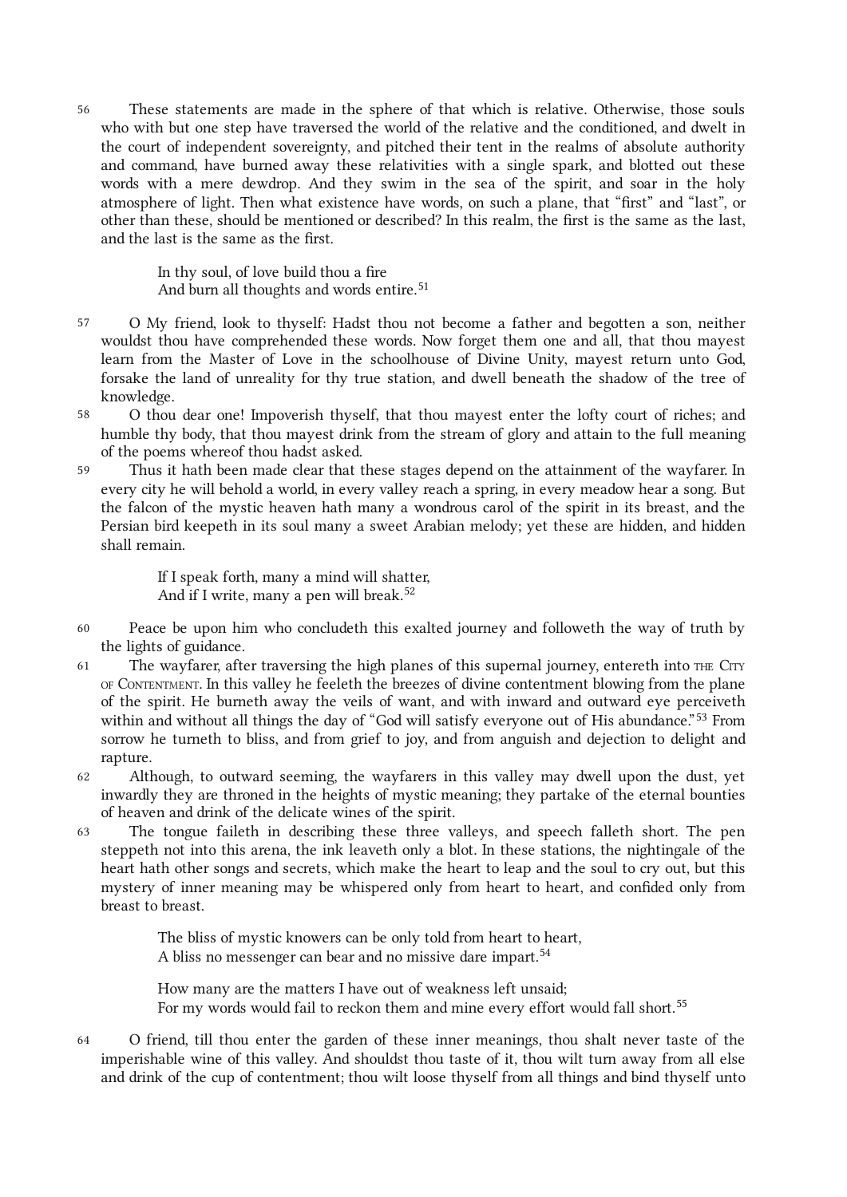56 These statements are made in the sphere of that which is relative. Otherwise, those souls who with but one step have traversed the world of the relative and the conditioned, and dwelt in the court of independent sovereignty, and pitched their tent in the realms of absolute authority and command, have burned away these relativities with a single spark, and blotted out these words with a mere dewdrop. And they swim in the sea of the spirit, and soar in the holy atmosphere of light. Then what existence have words, on such a plane, that "first" and "last", or other than these, should be mentioned or described? In this realm, the first is the same as the last, and the last is the same as the first.

> In thy soul, of love build thou a fire
> And burn all thoughts and words entire.[51]

57 O My friend, look to thyself: Hadst thou not become a father and begotten a son, neither wouldst thou have comprehended these words. Now forget them one and all, that thou mayest learn from the Master of Love in the schoolhouse of Divine Unity, mayest return unto God, forsake the land of unreality for thy true station, and dwell beneath the shadow of the tree of knowledge.

58 O thou dear one! Impoverish thyself, that thou mayest enter the lofty court of riches; and humble thy body, that thou mayest drink from the stream of glory and attain to the full meaning of the poems whereof thou hadst asked.

59 Thus it hath been made clear that these stages depend on the attainment of the wayfarer. In every city he will behold a world, in every valley reach a spring, in every meadow hear a song. But the falcon of the mystic heaven hath many a wondrous carol of the spirit in its breast, and the Persian bird keepeth in its soul many a sweet Arabian melody; yet these are hidden, and hidden shall remain.

> If I speak forth, many a mind will shatter,
> And if I write, many a pen will break.[52]

60 Peace be upon him who concludeth this exalted journey and followeth the way of truth by the lights of guidance.

61 The wayfarer, after traversing the high planes of this supernal journey, entereth into THE CITY OF CONTENTMENT. In this valley he feeleth the breezes of divine contentment blowing from the plane of the spirit. He burneth away the veils of want, and with inward and outward eye perceiveth within and without all things the day of "God will satisfy everyone out of His abundance."[53] From sorrow he turneth to bliss, and from grief to joy, and from anguish and dejection to delight and rapture.

62 Although, to outward seeming, the wayfarers in this valley may dwell upon the dust, yet inwardly they are throned in the heights of mystic meaning; they partake of the eternal bounties of heaven and drink of the delicate wines of the spirit.

63 The tongue faileth in describing these three valleys, and speech falleth short. The pen steppeth not into this arena, the ink leaveth only a blot. In these stations, the nightingale of the heart hath other songs and secrets, which make the heart to leap and the soul to cry out, but this mystery of inner meaning may be whispered only from heart to heart, and confided only from breast to breast.

> The bliss of mystic knowers can be only told from heart to heart,
> A bliss no messenger can bear and no missive dare impart.[54]

> How many are the matters I have out of weakness left unsaid;
> For my words would fail to reckon them and mine every effort would fall short.[55]

64 O friend, till thou enter the garden of these inner meanings, thou shalt never taste of the imperishable wine of this valley. And shouldst thou taste of it, thou wilt turn away from all else and drink of the cup of contentment; thou wilt loose thyself from all things and bind thyself unto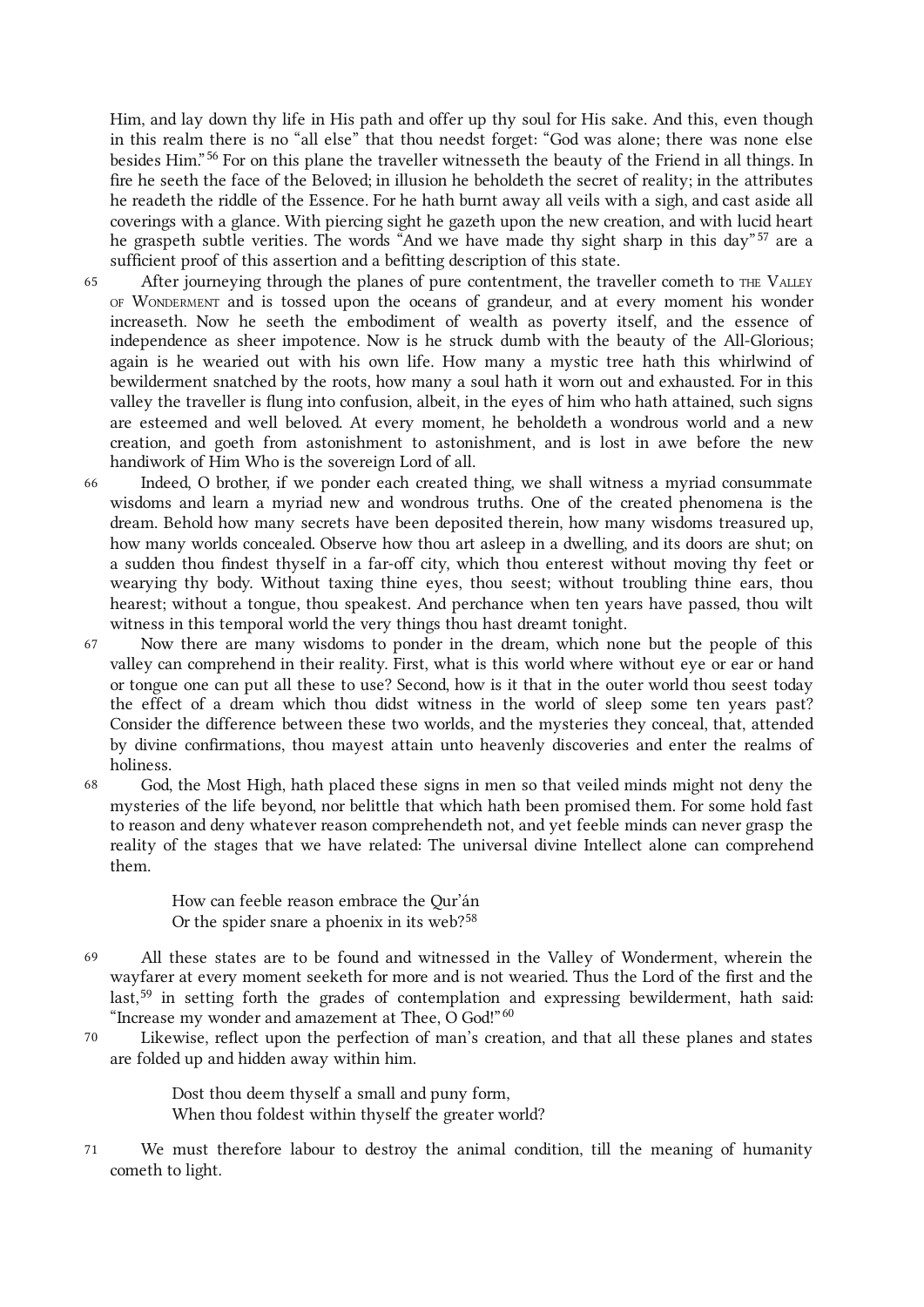Him, and lay down thy life in His path and offer up thy soul for His sake. And this, even though in this realm there is no "all else" that thou needst forget: "God was alone; there was none else besides Him."[56] For on this plane the traveller witnesseth the beauty of the Friend in all things. In fire he seeth the face of the Beloved; in illusion he beholdeth the secret of reality; in the attributes he readeth the riddle of the Essence. For he hath burnt away all veils with a sigh, and cast aside all coverings with a glance. With piercing sight he gazeth upon the new creation, and with lucid heart he graspeth subtle verities. The words "And we have made thy sight sharp in this day"[57] are a sufficient proof of this assertion and a befitting description of this state.

65 After journeying through the planes of pure contentment, the traveller cometh to The Valley of Wonderment and is tossed upon the oceans of grandeur, and at every moment his wonder increaseth. Now he seeth the embodiment of wealth as poverty itself, and the essence of independence as sheer impotence. Now is he struck dumb with the beauty of the All-Glorious; again is he wearied out with his own life. How many a mystic tree hath this whirlwind of bewilderment snatched by the roots, how many a soul hath it worn out and exhausted. For in this valley the traveller is flung into confusion, albeit, in the eyes of him who hath attained, such signs are esteemed and well beloved. At every moment, he beholdeth a wondrous world and a new creation, and goeth from astonishment to astonishment, and is lost in awe before the new handiwork of Him Who is the sovereign Lord of all.

66 Indeed, O brother, if we ponder each created thing, we shall witness a myriad consummate wisdoms and learn a myriad new and wondrous truths. One of the created phenomena is the dream. Behold how many secrets have been deposited therein, how many wisdoms treasured up, how many worlds concealed. Observe how thou art asleep in a dwelling, and its doors are shut; on a sudden thou findest thyself in a far-off city, which thou enterest without moving thy feet or wearying thy body. Without taxing thine eyes, thou seest; without troubling thine ears, thou hearest; without a tongue, thou speakest. And perchance when ten years have passed, thou wilt witness in this temporal world the very things thou hast dreamt tonight.

67 Now there are many wisdoms to ponder in the dream, which none but the people of this valley can comprehend in their reality. First, what is this world where without eye or ear or hand or tongue one can put all these to use? Second, how is it that in the outer world thou seest today the effect of a dream which thou didst witness in the world of sleep some ten years past? Consider the difference between these two worlds, and the mysteries they conceal, that, attended by divine confirmations, thou mayest attain unto heavenly discoveries and enter the realms of holiness.

68 God, the Most High, hath placed these signs in men so that veiled minds might not deny the mysteries of the life beyond, nor belittle that which hath been promised them. For some hold fast to reason and deny whatever reason comprehendeth not, and yet feeble minds can never grasp the reality of the stages that we have related: The universal divine Intellect alone can comprehend them.

> How can feeble reason embrace the Qur'án
> Or the spider snare a phoenix in its web?[58]

69 All these states are to be found and witnessed in the Valley of Wonderment, wherein the wayfarer at every moment seeketh for more and is not wearied. Thus the Lord of the first and the last,[59] in setting forth the grades of contemplation and expressing bewilderment, hath said: "Increase my wonder and amazement at Thee, O God!"[60]

70 Likewise, reflect upon the perfection of man's creation, and that all these planes and states are folded up and hidden away within him.

> Dost thou deem thyself a small and puny form,
> When thou foldest within thyself the greater world?

71 We must therefore labour to destroy the animal condition, till the meaning of humanity cometh to light.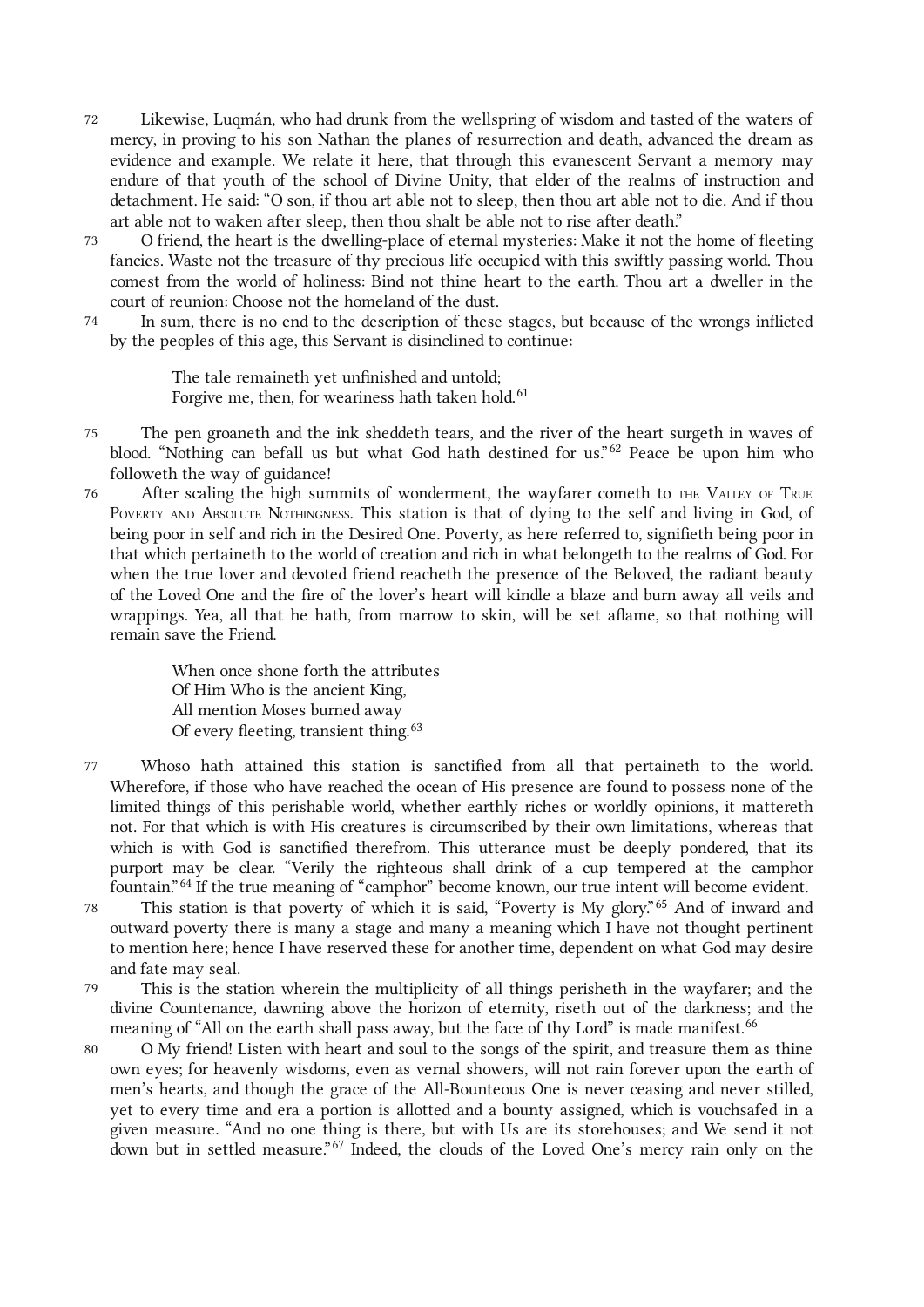72 Likewise, Luqmán, who had drunk from the wellspring of wisdom and tasted of the waters of mercy, in proving to his son Nathan the planes of resurrection and death, advanced the dream as evidence and example. We relate it here, that through this evanescent Servant a memory may endure of that youth of the school of Divine Unity, that elder of the realms of instruction and detachment. He said: "O son, if thou art able not to sleep, then thou art able not to die. And if thou art able not to waken after sleep, then thou shalt be able not to rise after death."

73 O friend, the heart is the dwelling-place of eternal mysteries: Make it not the home of fleeting fancies. Waste not the treasure of thy precious life occupied with this swiftly passing world. Thou comest from the world of holiness: Bind not thine heart to the earth. Thou art a dweller in the court of reunion: Choose not the homeland of the dust.

74 In sum, there is no end to the description of these stages, but because of the wrongs inflicted by the peoples of this age, this Servant is disinclined to continue:

> The tale remaineth yet unfinished and untold;
> Forgive me, then, for weariness hath taken hold.[61]

75 The pen groaneth and the ink sheddeth tears, and the river of the heart surgeth in waves of blood. "Nothing can befall us but what God hath destined for us."[62] Peace be upon him who followeth the way of guidance!

76 After scaling the high summits of wonderment, the wayfarer cometh to THE VALLEY OF TRUE POVERTY AND ABSOLUTE NOTHINGNESS. This station is that of dying to the self and living in God, of being poor in self and rich in the Desired One. Poverty, as here referred to, signifieth being poor in that which pertaineth to the world of creation and rich in what belongeth to the realms of God. For when the true lover and devoted friend reacheth the presence of the Beloved, the radiant beauty of the Loved One and the fire of the lover's heart will kindle a blaze and burn away all veils and wrappings. Yea, all that he hath, from marrow to skin, will be set aflame, so that nothing will remain save the Friend.

> When once shone forth the attributes
> Of Him Who is the ancient King,
> All mention Moses burned away
> Of every fleeting, transient thing.[63]

77 Whoso hath attained this station is sanctified from all that pertaineth to the world. Wherefore, if those who have reached the ocean of His presence are found to possess none of the limited things of this perishable world, whether earthly riches or worldly opinions, it mattereth not. For that which is with His creatures is circumscribed by their own limitations, whereas that which is with God is sanctified therefrom. This utterance must be deeply pondered, that its purport may be clear. "Verily the righteous shall drink of a cup tempered at the camphor fountain."[64] If the true meaning of "camphor" become known, our true intent will become evident.

78 This station is that poverty of which it is said, "Poverty is My glory."[65] And of inward and outward poverty there is many a stage and many a meaning which I have not thought pertinent to mention here; hence I have reserved these for another time, dependent on what God may desire and fate may seal.

79 This is the station wherein the multiplicity of all things perisheth in the wayfarer; and the divine Countenance, dawning above the horizon of eternity, riseth out of the darkness; and the meaning of "All on the earth shall pass away, but the face of thy Lord" is made manifest.[66]

80 O My friend! Listen with heart and soul to the songs of the spirit, and treasure them as thine own eyes; for heavenly wisdoms, even as vernal showers, will not rain forever upon the earth of men's hearts, and though the grace of the All-Bounteous One is never ceasing and never stilled, yet to every time and era a portion is allotted and a bounty assigned, which is vouchsafed in a given measure. "And no one thing is there, but with Us are its storehouses; and We send it not down but in settled measure."[67] Indeed, the clouds of the Loved One's mercy rain only on the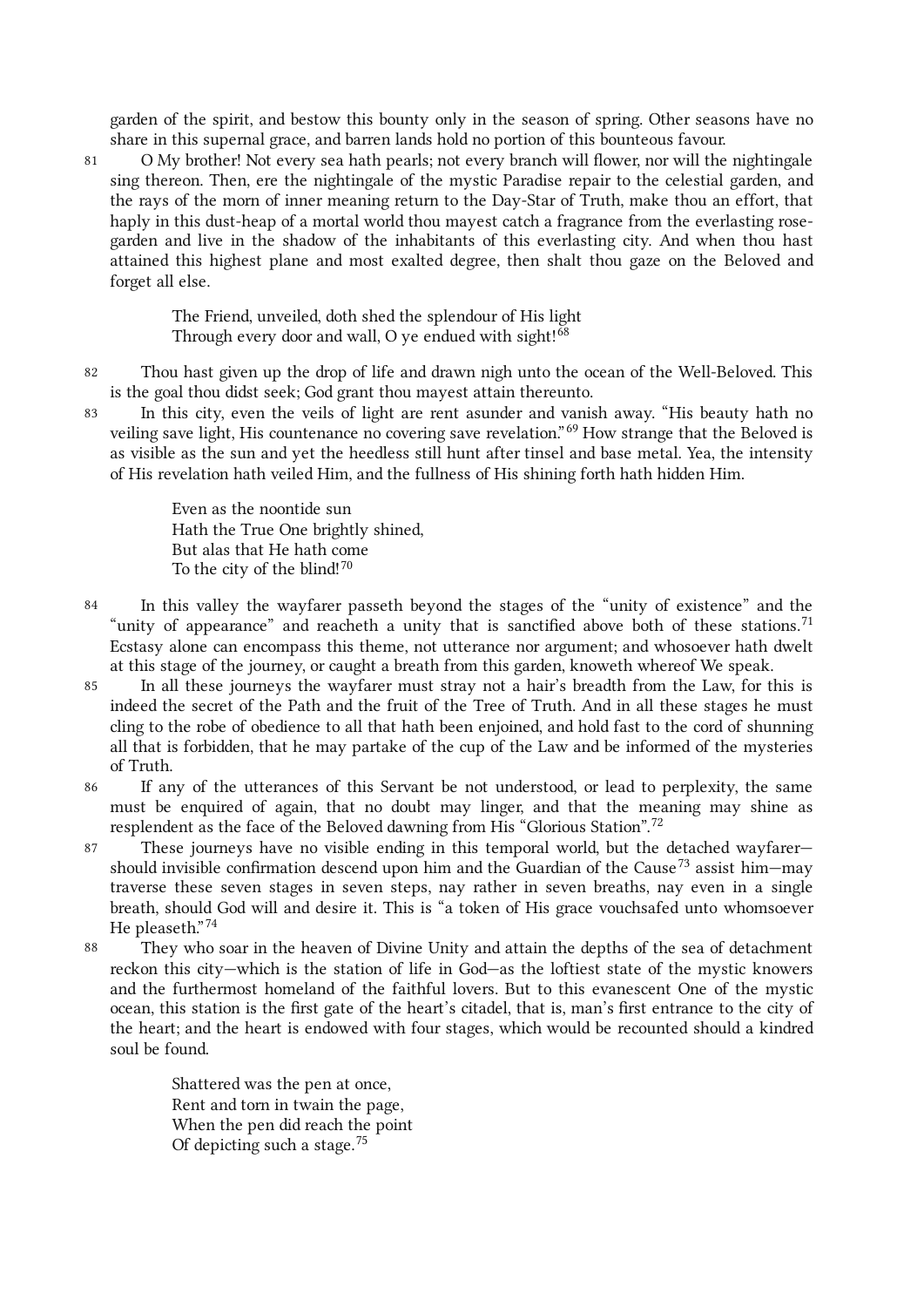garden of the spirit, and bestow this bounty only in the season of spring. Other seasons have no share in this supernal grace, and barren lands hold no portion of this bounteous favour.

81 O My brother! Not every sea hath pearls; not every branch will flower, nor will the nightingale sing thereon. Then, ere the nightingale of the mystic Paradise repair to the celestial garden, and the rays of the morn of inner meaning return to the Day-Star of Truth, make thou an effort, that haply in this dust-heap of a mortal world thou mayest catch a fragrance from the everlasting rose-garden and live in the shadow of the inhabitants of this everlasting city. And when thou hast attained this highest plane and most exalted degree, then shalt thou gaze on the Beloved and forget all else.

> The Friend, unveiled, doth shed the splendour of His light
> Through every door and wall, O ye endued with sight![68]

82 Thou hast given up the drop of life and drawn nigh unto the ocean of the Well-Beloved. This is the goal thou didst seek; God grant thou mayest attain thereunto.

83 In this city, even the veils of light are rent asunder and vanish away. "His beauty hath no veiling save light, His countenance no covering save revelation."[69] How strange that the Beloved is as visible as the sun and yet the heedless still hunt after tinsel and base metal. Yea, the intensity of His revelation hath veiled Him, and the fullness of His shining forth hath hidden Him.

> Even as the noontide sun
> Hath the True One brightly shined,
> But alas that He hath come
> To the city of the blind![70]

84 In this valley the wayfarer passeth beyond the stages of the "unity of existence" and the "unity of appearance" and reacheth a unity that is sanctified above both of these stations.[71] Ecstasy alone can encompass this theme, not utterance nor argument; and whosoever hath dwelt at this stage of the journey, or caught a breath from this garden, knoweth whereof We speak.

85 In all these journeys the wayfarer must stray not a hair's breadth from the Law, for this is indeed the secret of the Path and the fruit of the Tree of Truth. And in all these stages he must cling to the robe of obedience to all that hath been enjoined, and hold fast to the cord of shunning all that is forbidden, that he may partake of the cup of the Law and be informed of the mysteries of Truth.

86 If any of the utterances of this Servant be not understood, or lead to perplexity, the same must be enquired of again, that no doubt may linger, and that the meaning may shine as resplendent as the face of the Beloved dawning from His "Glorious Station".[72]

87 These journeys have no visible ending in this temporal world, but the detached wayfarer—should invisible confirmation descend upon him and the Guardian of the Cause[73] assist him—may traverse these seven stages in seven steps, nay rather in seven breaths, nay even in a single breath, should God will and desire it. This is "a token of His grace vouchsafed unto whomsoever He pleaseth."[74]

88 They who soar in the heaven of Divine Unity and attain the depths of the sea of detachment reckon this city—which is the station of life in God—as the loftiest state of the mystic knowers and the furthermost homeland of the faithful lovers. But to this evanescent One of the mystic ocean, this station is the first gate of the heart's citadel, that is, man's first entrance to the city of the heart; and the heart is endowed with four stages, which would be recounted should a kindred soul be found.

> Shattered was the pen at once,
> Rent and torn in twain the page,
> When the pen did reach the point
> Of depicting such a stage.[75]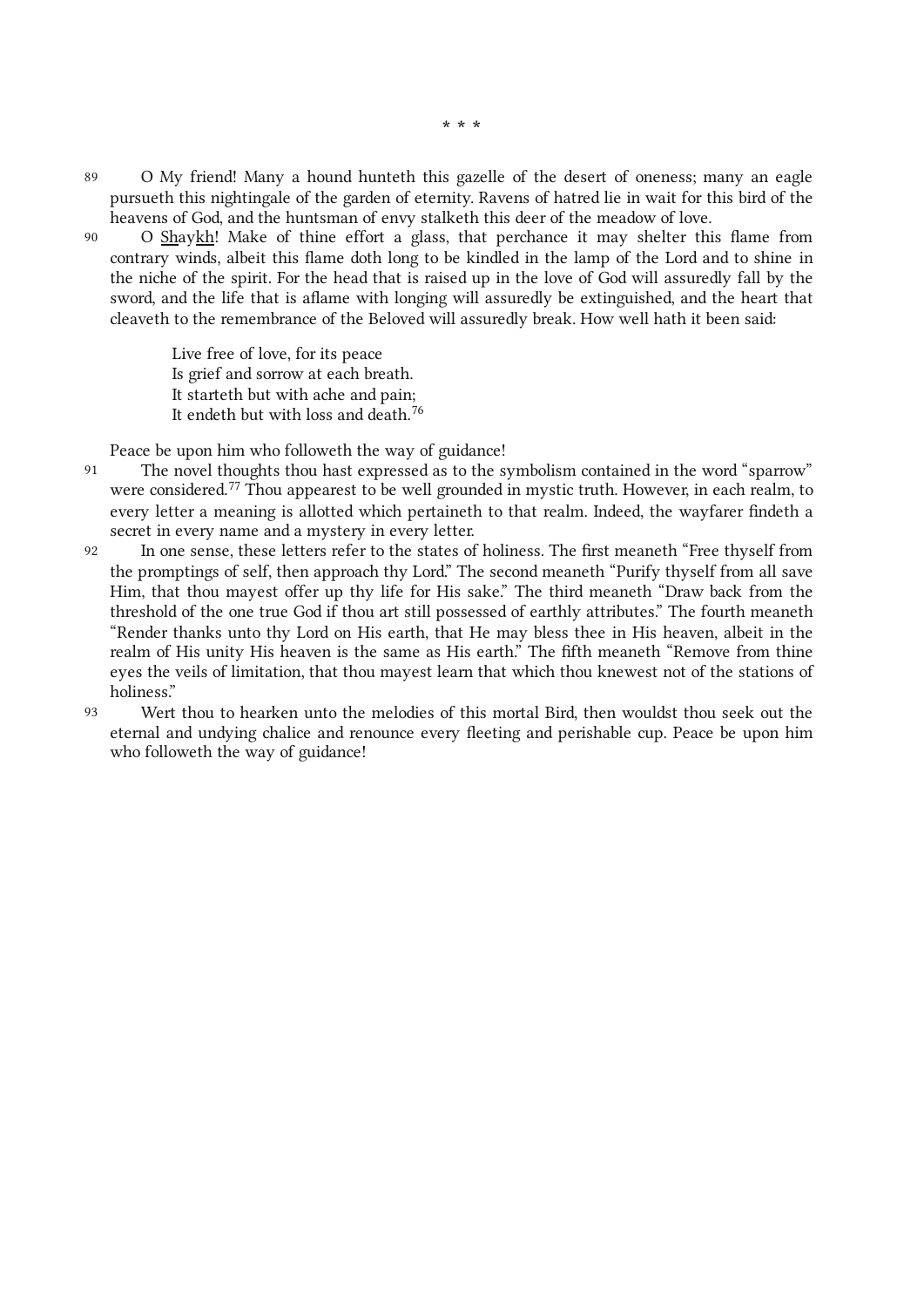\* \* \*

89 O My friend! Many a hound hunteth this gazelle of the desert of oneness; many an eagle pursueth this nightingale of the garden of eternity. Ravens of hatred lie in wait for this bird of the heavens of God, and the huntsman of envy stalketh this deer of the meadow of love.

90 O Shaykh! Make of thine effort a glass, that perchance it may shelter this flame from contrary winds, albeit this flame doth long to be kindled in the lamp of the Lord and to shine in the niche of the spirit. For the head that is raised up in the love of God will assuredly fall by the sword, and the life that is aflame with longing will assuredly be extinguished, and the heart that cleaveth to the remembrance of the Beloved will assuredly break. How well hath it been said:

> Live free of love, for its peace
> Is grief and sorrow at each breath.
> It starteth but with ache and pain;
> It endeth but with loss and death.[76]

Peace be upon him who followeth the way of guidance!

91 The novel thoughts thou hast expressed as to the symbolism contained in the word "sparrow" were considered.[77] Thou appearest to be well grounded in mystic truth. However, in each realm, to every letter a meaning is allotted which pertaineth to that realm. Indeed, the wayfarer findeth a secret in every name and a mystery in every letter.

92 In one sense, these letters refer to the states of holiness. The first meaneth "Free thyself from the promptings of self, then approach thy Lord." The second meaneth "Purify thyself from all save Him, that thou mayest offer up thy life for His sake." The third meaneth "Draw back from the threshold of the one true God if thou art still possessed of earthly attributes." The fourth meaneth "Render thanks unto thy Lord on His earth, that He may bless thee in His heaven, albeit in the realm of His unity His heaven is the same as His earth." The fifth meaneth "Remove from thine eyes the veils of limitation, that thou mayest learn that which thou knewest not of the stations of holiness."

93 Wert thou to hearken unto the melodies of this mortal Bird, then wouldst thou seek out the eternal and undying chalice and renounce every fleeting and perishable cup. Peace be upon him who followeth the way of guidance!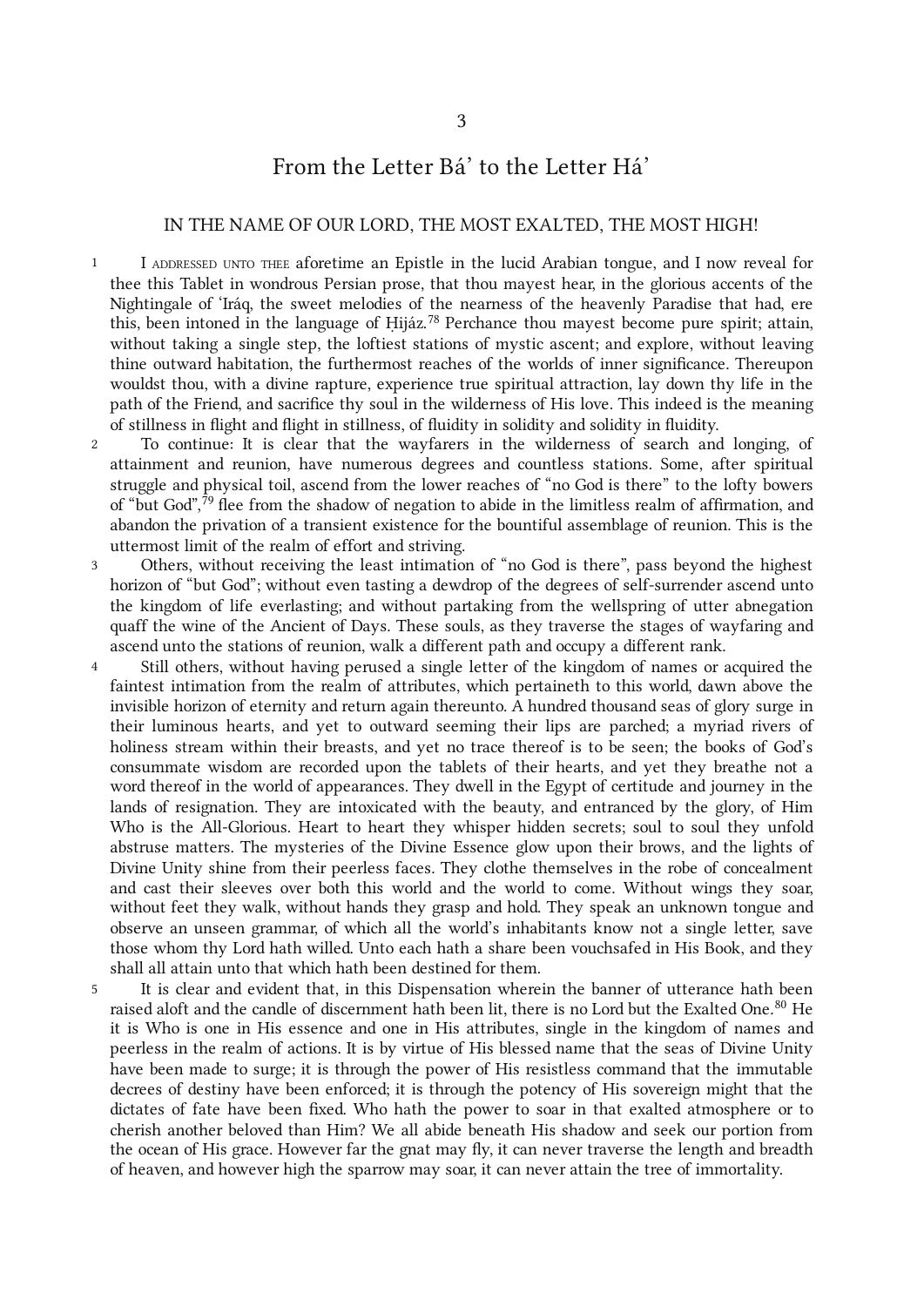3

# From the Letter Bá' to the Letter Há'

IN THE NAME OF OUR LORD, THE MOST EXALTED, THE MOST HIGH!

1 I ADDRESSED UNTO THEE aforetime an Epistle in the lucid Arabian tongue, and I now reveal for thee this Tablet in wondrous Persian prose, that thou mayest hear, in the glorious accents of the Nightingale of 'Iráq, the sweet melodies of the nearness of the heavenly Paradise that had, ere this, been intoned in the language of Ḥijáz.[78] Perchance thou mayest become pure spirit; attain, without taking a single step, the loftiest stations of mystic ascent; and explore, without leaving thine outward habitation, the furthermost reaches of the worlds of inner significance. Thereupon wouldst thou, with a divine rapture, experience true spiritual attraction, lay down thy life in the path of the Friend, and sacrifice thy soul in the wilderness of His love. This indeed is the meaning of stillness in flight and flight in stillness, of fluidity in solidity and solidity in fluidity.

2 To continue: It is clear that the wayfarers in the wilderness of search and longing, of attainment and reunion, have numerous degrees and countless stations. Some, after spiritual struggle and physical toil, ascend from the lower reaches of "no God is there" to the lofty bowers of "but God",[79] flee from the shadow of negation to abide in the limitless realm of affirmation, and abandon the privation of a transient existence for the bountiful assemblage of reunion. This is the uttermost limit of the realm of effort and striving.

3 Others, without receiving the least intimation of "no God is there", pass beyond the highest horizon of "but God"; without even tasting a dewdrop of the degrees of self-surrender ascend unto the kingdom of life everlasting; and without partaking from the wellspring of utter abnegation quaff the wine of the Ancient of Days. These souls, as they traverse the stages of wayfaring and ascend unto the stations of reunion, walk a different path and occupy a different rank.

4 Still others, without having perused a single letter of the kingdom of names or acquired the faintest intimation from the realm of attributes, which pertaineth to this world, dawn above the invisible horizon of eternity and return again thereunto. A hundred thousand seas of glory surge in their luminous hearts, and yet to outward seeming their lips are parched; a myriad rivers of holiness stream within their breasts, and yet no trace thereof is to be seen; the books of God's consummate wisdom are recorded upon the tablets of their hearts, and yet they breathe not a word thereof in the world of appearances. They dwell in the Egypt of certitude and journey in the lands of resignation. They are intoxicated with the beauty, and entranced by the glory, of Him Who is the All-Glorious. Heart to heart they whisper hidden secrets; soul to soul they unfold abstruse matters. The mysteries of the Divine Essence glow upon their brows, and the lights of Divine Unity shine from their peerless faces. They clothe themselves in the robe of concealment and cast their sleeves over both this world and the world to come. Without wings they soar, without feet they walk, without hands they grasp and hold. They speak an unknown tongue and observe an unseen grammar, of which all the world's inhabitants know not a single letter, save those whom thy Lord hath willed. Unto each hath a share been vouchsafed in His Book, and they shall all attain unto that which hath been destined for them.

5 It is clear and evident that, in this Dispensation wherein the banner of utterance hath been raised aloft and the candle of discernment hath been lit, there is no Lord but the Exalted One.[80] He it is Who is one in His essence and one in His attributes, single in the kingdom of names and peerless in the realm of actions. It is by virtue of His blessed name that the seas of Divine Unity have been made to surge; it is through the power of His resistless command that the immutable decrees of destiny have been enforced; it is through the potency of His sovereign might that the dictates of fate have been fixed. Who hath the power to soar in that exalted atmosphere or to cherish another beloved than Him? We all abide beneath His shadow and seek our portion from the ocean of His grace. However far the gnat may fly, it can never traverse the length and breadth of heaven, and however high the sparrow may soar, it can never attain the tree of immortality.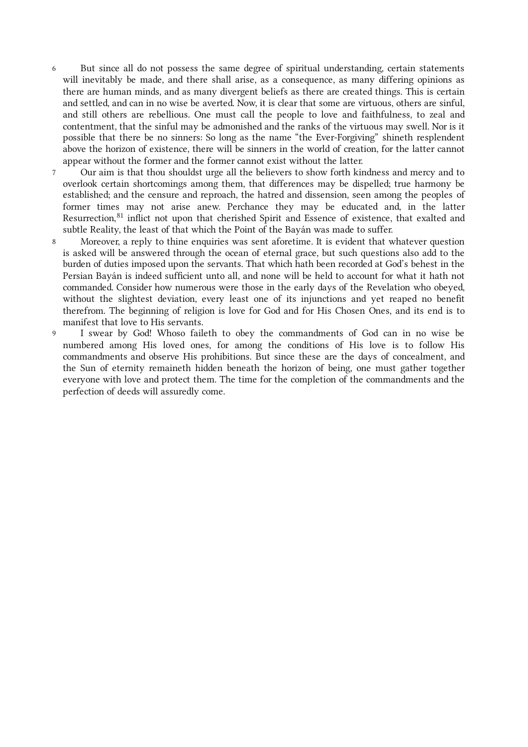6 But since all do not possess the same degree of spiritual understanding, certain statements will inevitably be made, and there shall arise, as a consequence, as many differing opinions as there are human minds, and as many divergent beliefs as there are created things. This is certain and settled, and can in no wise be averted. Now, it is clear that some are virtuous, others are sinful, and still others are rebellious. One must call the people to love and faithfulness, to zeal and contentment, that the sinful may be admonished and the ranks of the virtuous may swell. Nor is it possible that there be no sinners: So long as the name "the Ever-Forgiving" shineth resplendent above the horizon of existence, there will be sinners in the world of creation, for the latter cannot appear without the former and the former cannot exist without the latter.

7 Our aim is that thou shouldst urge all the believers to show forth kindness and mercy and to overlook certain shortcomings among them, that differences may be dispelled; true harmony be established; and the censure and reproach, the hatred and dissension, seen among the peoples of former times may not arise anew. Perchance they may be educated and, in the latter Resurrection,[81] inflict not upon that cherished Spirit and Essence of existence, that exalted and subtle Reality, the least of that which the Point of the Bayán was made to suffer.

8 Moreover, a reply to thine enquiries was sent aforetime. It is evident that whatever question is asked will be answered through the ocean of eternal grace, but such questions also add to the burden of duties imposed upon the servants. That which hath been recorded at God's behest in the Persian Bayán is indeed sufficient unto all, and none will be held to account for what it hath not commanded. Consider how numerous were those in the early days of the Revelation who obeyed, without the slightest deviation, every least one of its injunctions and yet reaped no benefit therefrom. The beginning of religion is love for God and for His Chosen Ones, and its end is to manifest that love to His servants.

9 I swear by God! Whoso faileth to obey the commandments of God can in no wise be numbered among His loved ones, for among the conditions of His love is to follow His commandments and observe His prohibitions. But since these are the days of concealment, and the Sun of eternity remaineth hidden beneath the horizon of being, one must gather together everyone with love and protect them. The time for the completion of the commandments and the perfection of deeds will assuredly come.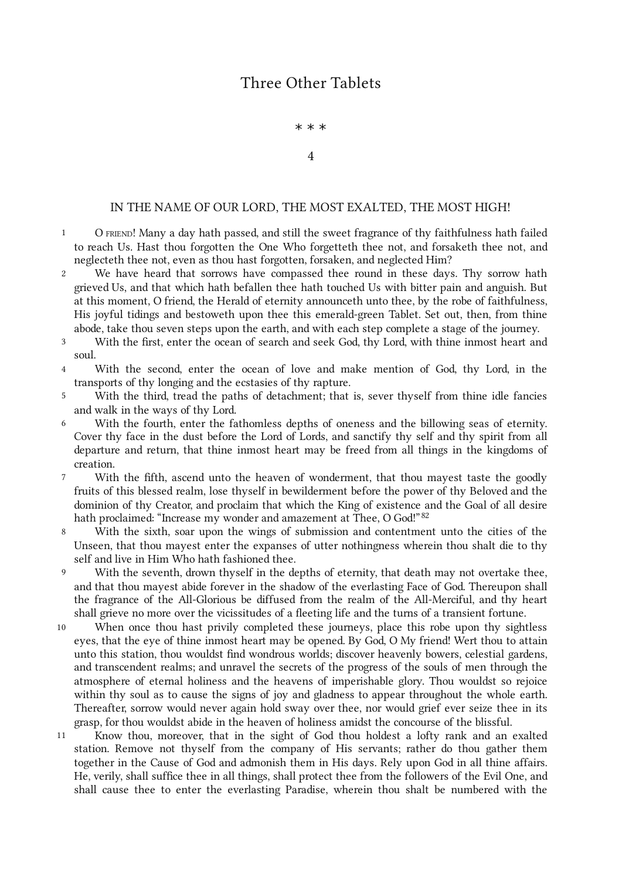## Three Other Tablets

\* \* \*

### 4

IN THE NAME OF OUR LORD, THE MOST EXALTED, THE MOST HIGH!

1 O FRIEND! Many a day hath passed, and still the sweet fragrance of thy faithfulness hath failed to reach Us. Hast thou forgotten the One Who forgetteth thee not, and forsaketh thee not, and neglecteth thee not, even as thou hast forgotten, forsaken, and neglected Him?

2 We have heard that sorrows have compassed thee round in these days. Thy sorrow hath grieved Us, and that which hath befallen thee hath touched Us with bitter pain and anguish. But at this moment, O friend, the Herald of eternity announceth unto thee, by the robe of faithfulness, His joyful tidings and bestoweth upon thee this emerald-green Tablet. Set out, then, from thine abode, take thou seven steps upon the earth, and with each step complete a stage of the journey.

3 With the first, enter the ocean of search and seek God, thy Lord, with thine inmost heart and soul.

4 With the second, enter the ocean of love and make mention of God, thy Lord, in the transports of thy longing and the ecstasies of thy rapture.

5 With the third, tread the paths of detachment; that is, sever thyself from thine idle fancies and walk in the ways of thy Lord.

6 With the fourth, enter the fathomless depths of oneness and the billowing seas of eternity. Cover thy face in the dust before the Lord of Lords, and sanctify thy self and thy spirit from all departure and return, that thine inmost heart may be freed from all things in the kingdoms of creation.

7 With the fifth, ascend unto the heaven of wonderment, that thou mayest taste the goodly fruits of this blessed realm, lose thyself in bewilderment before the power of thy Beloved and the dominion of thy Creator, and proclaim that which the King of existence and the Goal of all desire hath proclaimed: "Increase my wonder and amazement at Thee, O God!"[82]

8 With the sixth, soar upon the wings of submission and contentment unto the cities of the Unseen, that thou mayest enter the expanses of utter nothingness wherein thou shalt die to thy self and live in Him Who hath fashioned thee.

9 With the seventh, drown thyself in the depths of eternity, that death may not overtake thee, and that thou mayest abide forever in the shadow of the everlasting Face of God. Thereupon shall the fragrance of the All-Glorious be diffused from the realm of the All-Merciful, and thy heart shall grieve no more over the vicissitudes of a fleeting life and the turns of a transient fortune.

10 When once thou hast privily completed these journeys, place this robe upon thy sightless eyes, that the eye of thine inmost heart may be opened. By God, O My friend! Wert thou to attain unto this station, thou wouldst find wondrous worlds; discover heavenly bowers, celestial gardens, and transcendent realms; and unravel the secrets of the progress of the souls of men through the atmosphere of eternal holiness and the heavens of imperishable glory. Thou wouldst so rejoice within thy soul as to cause the signs of joy and gladness to appear throughout the whole earth. Thereafter, sorrow would never again hold sway over thee, nor would grief ever seize thee in its grasp, for thou wouldst abide in the heaven of holiness amidst the concourse of the blissful.

11 Know thou, moreover, that in the sight of God thou holdest a lofty rank and an exalted station. Remove not thyself from the company of His servants; rather do thou gather them together in the Cause of God and admonish them in His days. Rely upon God in all thine affairs. He, verily, shall suffice thee in all things, shall protect thee from the followers of the Evil One, and shall cause thee to enter the everlasting Paradise, wherein thou shalt be numbered with the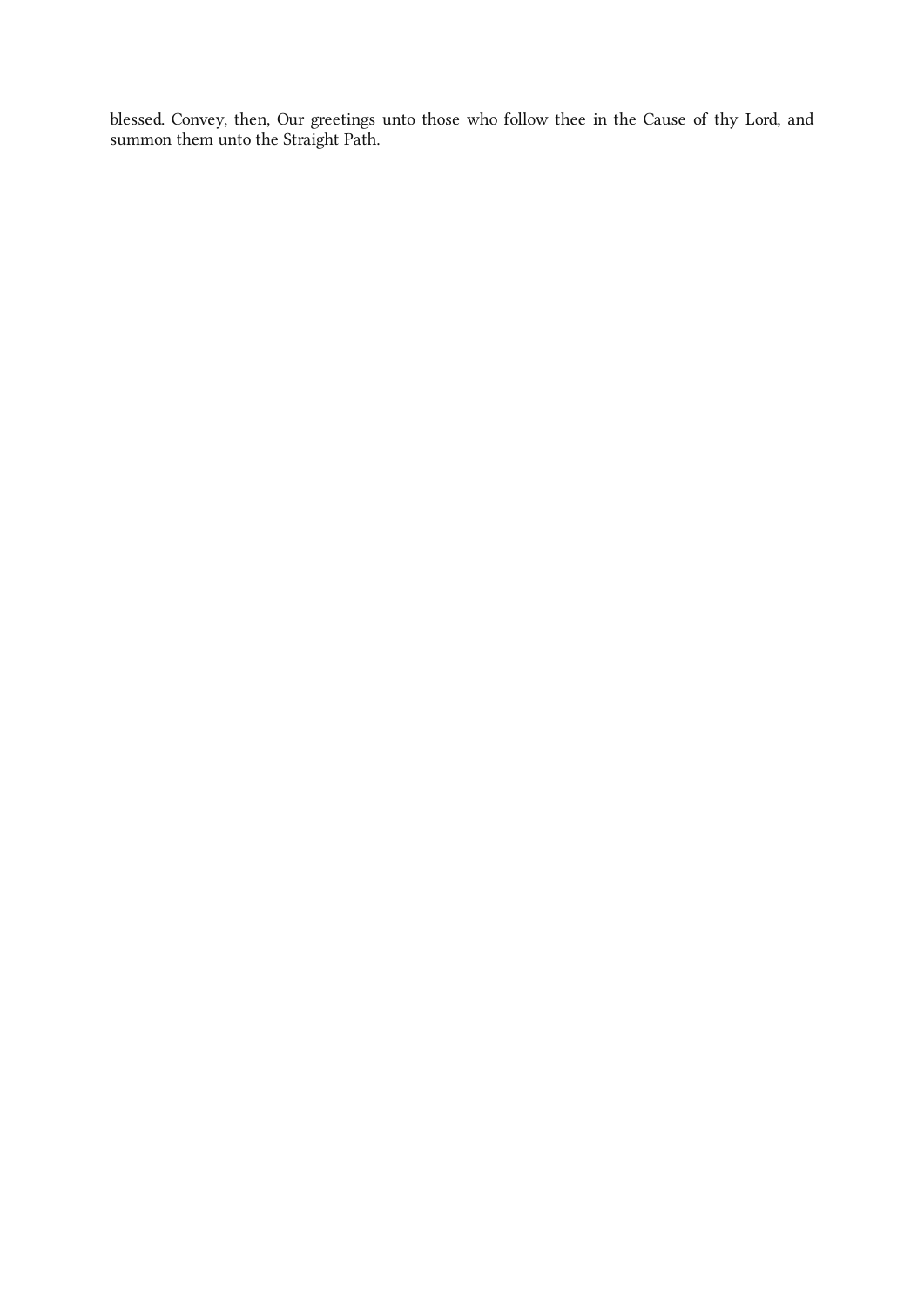blessed. Convey, then, Our greetings unto those who follow thee in the Cause of thy Lord, and summon them unto the Straight Path.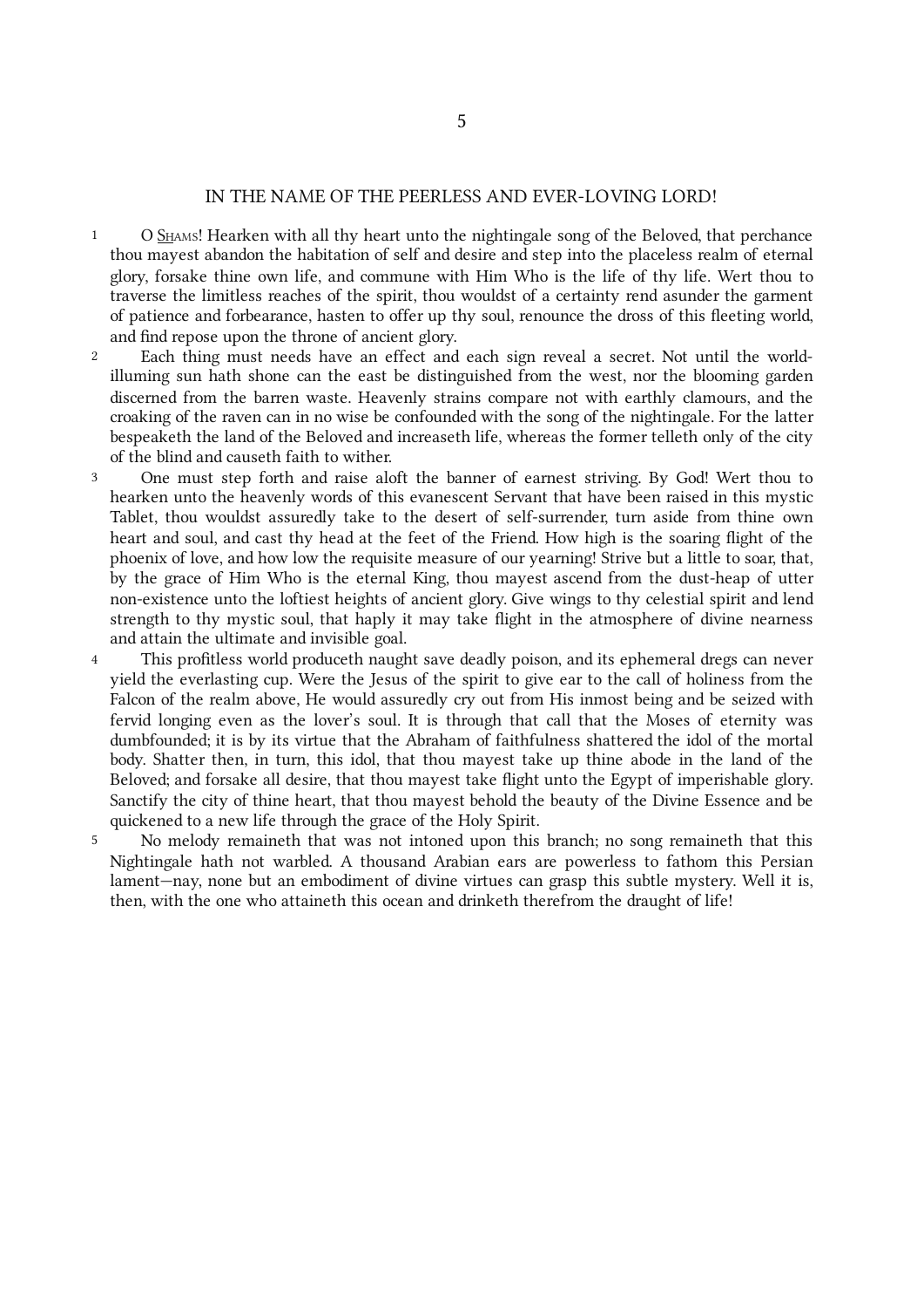## 5

### IN THE NAME OF THE PEERLESS AND EVER-LOVING LORD!

1 O S͟hams! Hearken with all thy heart unto the nightingale song of the Beloved, that perchance thou mayest abandon the habitation of self and desire and step into the placeless realm of eternal glory, forsake thine own life, and commune with Him Who is the life of thy life. Wert thou to traverse the limitless reaches of the spirit, thou wouldst of a certainty rend asunder the garment of patience and forbearance, hasten to offer up thy soul, renounce the dross of this fleeting world, and find repose upon the throne of ancient glory.

2 Each thing must needs have an effect and each sign reveal a secret. Not until the world-illuming sun hath shone can the east be distinguished from the west, nor the blooming garden discerned from the barren waste. Heavenly strains compare not with earthly clamours, and the croaking of the raven can in no wise be confounded with the song of the nightingale. For the latter bespeaketh the land of the Beloved and increaseth life, whereas the former telleth only of the city of the blind and causeth faith to wither.

3 One must step forth and raise aloft the banner of earnest striving. By God! Wert thou to hearken unto the heavenly words of this evanescent Servant that have been raised in this mystic Tablet, thou wouldst assuredly take to the desert of self-surrender, turn aside from thine own heart and soul, and cast thy head at the feet of the Friend. How high is the soaring flight of the phoenix of love, and how low the requisite measure of our yearning! Strive but a little to soar, that, by the grace of Him Who is the eternal King, thou mayest ascend from the dust-heap of utter non-existence unto the loftiest heights of ancient glory. Give wings to thy celestial spirit and lend strength to thy mystic soul, that haply it may take flight in the atmosphere of divine nearness and attain the ultimate and invisible goal.

4 This profitless world produceth naught save deadly poison, and its ephemeral dregs can never yield the everlasting cup. Were the Jesus of the spirit to give ear to the call of holiness from the Falcon of the realm above, He would assuredly cry out from His inmost being and be seized with fervid longing even as the lover's soul. It is through that call that the Moses of eternity was dumbfounded; it is by its virtue that the Abraham of faithfulness shattered the idol of the mortal body. Shatter then, in turn, this idol, that thou mayest take up thine abode in the land of the Beloved; and forsake all desire, that thou mayest take flight unto the Egypt of imperishable glory. Sanctify the city of thine heart, that thou mayest behold the beauty of the Divine Essence and be quickened to a new life through the grace of the Holy Spirit.

5 No melody remaineth that was not intoned upon this branch; no song remaineth that this Nightingale hath not warbled. A thousand Arabian ears are powerless to fathom this Persian lament—nay, none but an embodiment of divine virtues can grasp this subtle mystery. Well it is, then, with the one who attaineth this ocean and drinketh therefrom the draught of life!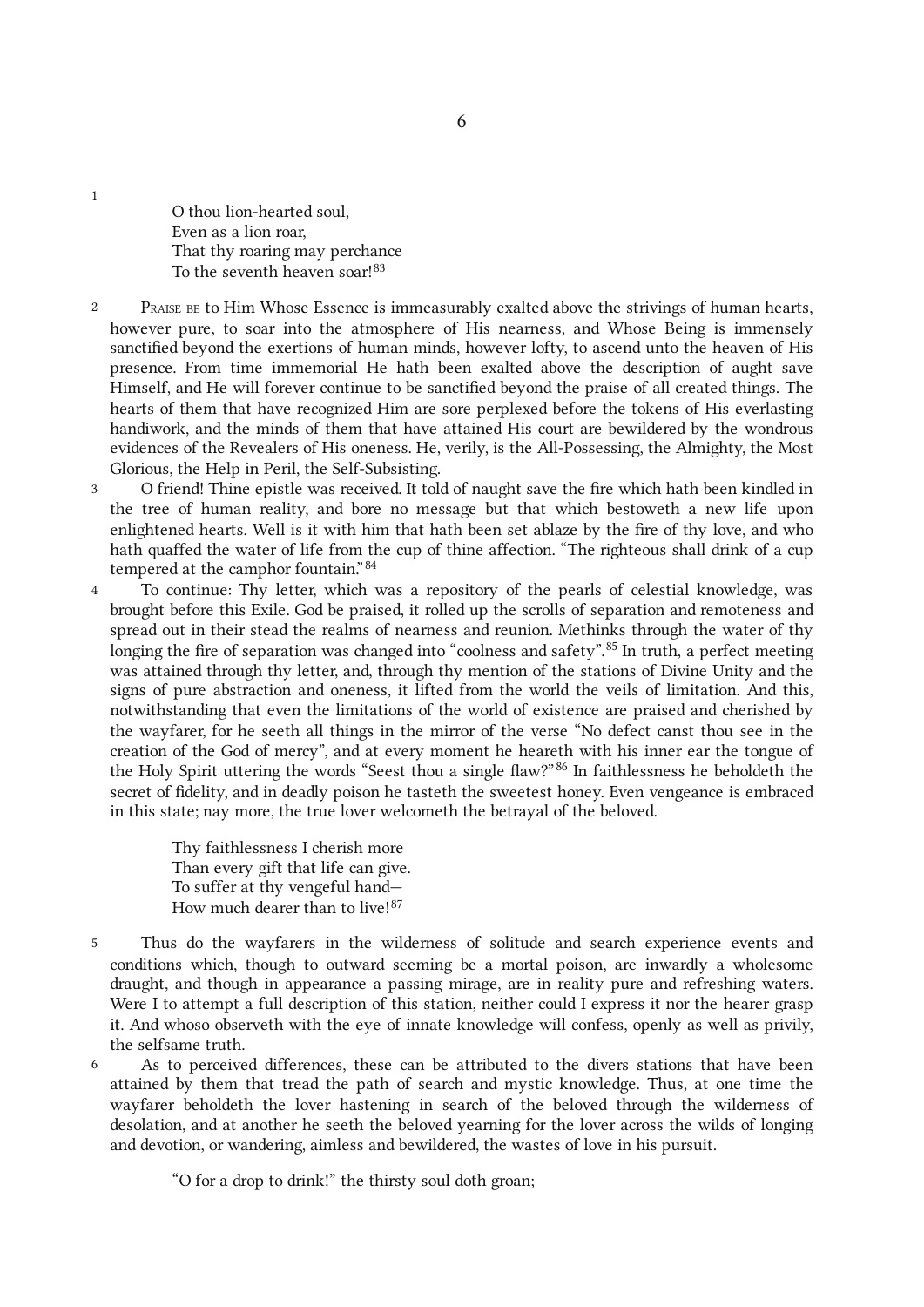# 6

1

> O thou lion-hearted soul,
> Even as a lion roar,
> That thy roaring may perchance
> To the seventh heaven soar![83]

2 Praise be to Him Whose Essence is immeasurably exalted above the strivings of human hearts, however pure, to soar into the atmosphere of His nearness, and Whose Being is immensely sanctified beyond the exertions of human minds, however lofty, to ascend unto the heaven of His presence. From time immemorial He hath been exalted above the description of aught save Himself, and He will forever continue to be sanctified beyond the praise of all created things. The hearts of them that have recognized Him are sore perplexed before the tokens of His everlasting handiwork, and the minds of them that have attained His court are bewildered by the wondrous evidences of the Revealers of His oneness. He, verily, is the All-Possessing, the Almighty, the Most Glorious, the Help in Peril, the Self-Subsisting.

3 O friend! Thine epistle was received. It told of naught save the fire which hath been kindled in the tree of human reality, and bore no message but that which bestoweth a new life upon enlightened hearts. Well is it with him that hath been set ablaze by the fire of thy love, and who hath quaffed the water of life from the cup of thine affection. "The righteous shall drink of a cup tempered at the camphor fountain."[84]

4 To continue: Thy letter, which was a repository of the pearls of celestial knowledge, was brought before this Exile. God be praised, it rolled up the scrolls of separation and remoteness and spread out in their stead the realms of nearness and reunion. Methinks through the water of thy longing the fire of separation was changed into "coolness and safety".[85] In truth, a perfect meeting was attained through thy letter, and, through thy mention of the stations of Divine Unity and the signs of pure abstraction and oneness, it lifted from the world the veils of limitation. And this, notwithstanding that even the limitations of the world of existence are praised and cherished by the wayfarer, for he seeth all things in the mirror of the verse "No defect canst thou see in the creation of the God of mercy", and at every moment he heareth with his inner ear the tongue of the Holy Spirit uttering the words "Seest thou a single flaw?"[86] In faithlessness he beholdeth the secret of fidelity, and in deadly poison he tasteth the sweetest honey. Even vengeance is embraced in this state; nay more, the true lover welcometh the betrayal of the beloved.

> Thy faithlessness I cherish more
> Than every gift that life can give.
> To suffer at thy vengeful hand—
> How much dearer than to live![87]

5 Thus do the wayfarers in the wilderness of solitude and search experience events and conditions which, though to outward seeming be a mortal poison, are inwardly a wholesome draught, and though in appearance a passing mirage, are in reality pure and refreshing waters. Were I to attempt a full description of this station, neither could I express it nor the hearer grasp it. And whoso observeth with the eye of innate knowledge will confess, openly as well as privily, the selfsame truth.

6 As to perceived differences, these can be attributed to the divers stations that have been attained by them that tread the path of search and mystic knowledge. Thus, at one time the wayfarer beholdeth the lover hastening in search of the beloved through the wilderness of desolation, and at another he seeth the beloved yearning for the lover across the wilds of longing and devotion, or wandering, aimless and bewildered, the wastes of love in his pursuit.

> "O for a drop to drink!" the thirsty soul doth groan;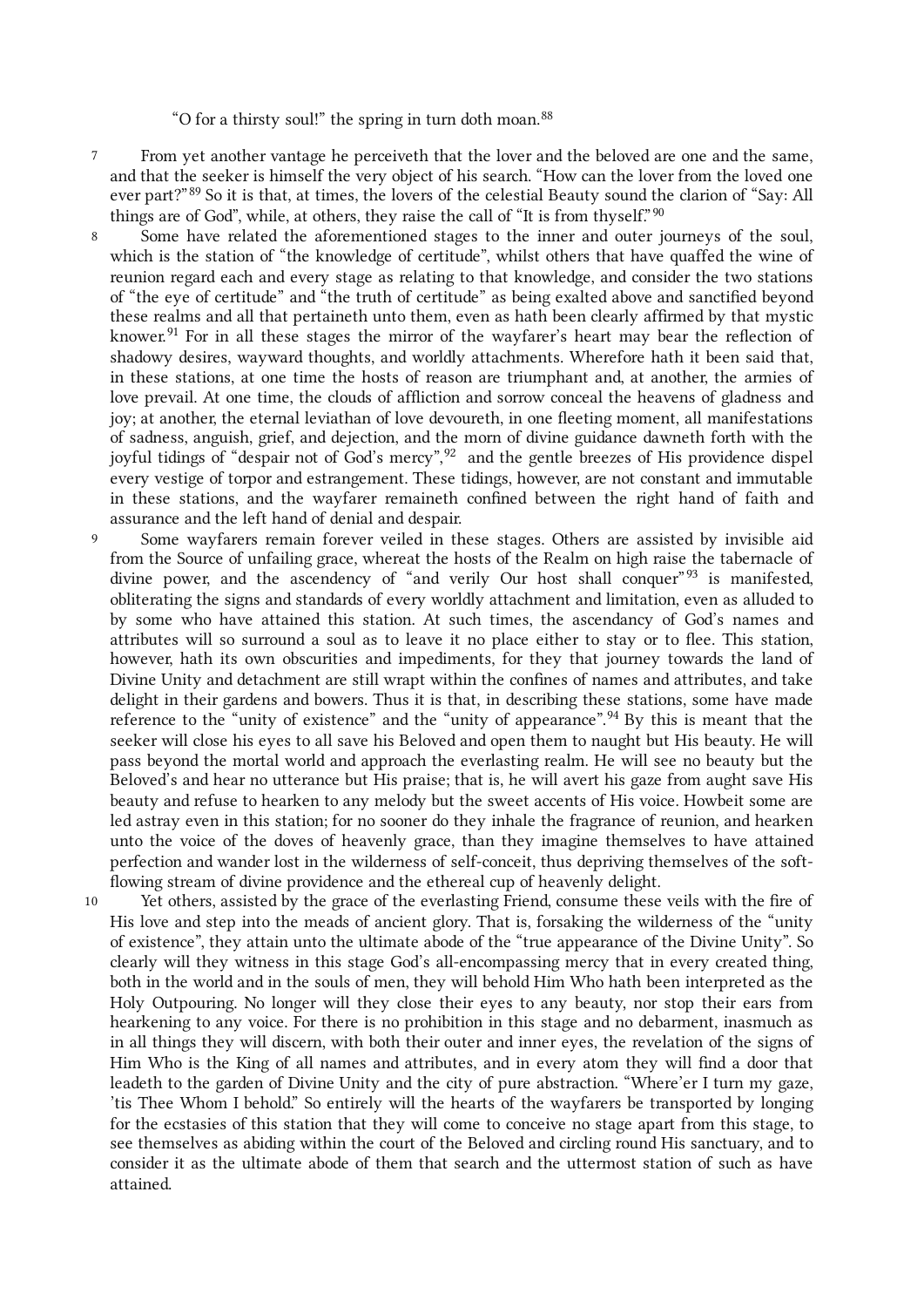"O for a thirsty soul!" the spring in turn doth moan.[88]

7 From yet another vantage he perceiveth that the lover and the beloved are one and the same, and that the seeker is himself the very object of his search. "How can the lover from the loved one ever part?"[89] So it is that, at times, the lovers of the celestial Beauty sound the clarion of "Say: All things are of God", while, at others, they raise the call of "It is from thyself."[90]

8 Some have related the aforementioned stages to the inner and outer journeys of the soul, which is the station of "the knowledge of certitude", whilst others that have quaffed the wine of reunion regard each and every stage as relating to that knowledge, and consider the two stations of "the eye of certitude" and "the truth of certitude" as being exalted above and sanctified beyond these realms and all that pertaineth unto them, even as hath been clearly affirmed by that mystic knower.[91] For in all these stages the mirror of the wayfarer's heart may bear the reflection of shadowy desires, wayward thoughts, and worldly attachments. Wherefore hath it been said that, in these stations, at one time the hosts of reason are triumphant and, at another, the armies of love prevail. At one time, the clouds of affliction and sorrow conceal the heavens of gladness and joy; at another, the eternal leviathan of love devoureth, in one fleeting moment, all manifestations of sadness, anguish, grief, and dejection, and the morn of divine guidance dawneth forth with the joyful tidings of "despair not of God's mercy",[92] and the gentle breezes of His providence dispel every vestige of torpor and estrangement. These tidings, however, are not constant and immutable in these stations, and the wayfarer remaineth confined between the right hand of faith and assurance and the left hand of denial and despair.

9 Some wayfarers remain forever veiled in these stages. Others are assisted by invisible aid from the Source of unfailing grace, whereat the hosts of the Realm on high raise the tabernacle of divine power, and the ascendency of "and verily Our host shall conquer"[93] is manifested, obliterating the signs and standards of every worldly attachment and limitation, even as alluded to by some who have attained this station. At such times, the ascendancy of God's names and attributes will so surround a soul as to leave it no place either to stay or to flee. This station, however, hath its own obscurities and impediments, for they that journey towards the land of Divine Unity and detachment are still wrapt within the confines of names and attributes, and take delight in their gardens and bowers. Thus it is that, in describing these stations, some have made reference to the "unity of existence" and the "unity of appearance".[94] By this is meant that the seeker will close his eyes to all save his Beloved and open them to naught but His beauty. He will pass beyond the mortal world and approach the everlasting realm. He will see no beauty but the Beloved's and hear no utterance but His praise; that is, he will avert his gaze from aught save His beauty and refuse to hearken to any melody but the sweet accents of His voice. Howbeit some are led astray even in this station; for no sooner do they inhale the fragrance of reunion, and hearken unto the voice of the doves of heavenly grace, than they imagine themselves to have attained perfection and wander lost in the wilderness of self-conceit, thus depriving themselves of the soft-flowing stream of divine providence and the ethereal cup of heavenly delight.

10 Yet others, assisted by the grace of the everlasting Friend, consume these veils with the fire of His love and step into the meads of ancient glory. That is, forsaking the wilderness of the "unity of existence", they attain unto the ultimate abode of the "true appearance of the Divine Unity". So clearly will they witness in this stage God's all-encompassing mercy that in every created thing, both in the world and in the souls of men, they will behold Him Who hath been interpreted as the Holy Outpouring. No longer will they close their eyes to any beauty, nor stop their ears from hearkening to any voice. For there is no prohibition in this stage and no debarment, inasmuch as in all things they will discern, with both their outer and inner eyes, the revelation of the signs of Him Who is the King of all names and attributes, and in every atom they will find a door that leadeth to the garden of Divine Unity and the city of pure abstraction. "Where'er I turn my gaze, 'tis Thee Whom I behold." So entirely will the hearts of the wayfarers be transported by longing for the ecstasies of this station that they will come to conceive no stage apart from this stage, to see themselves as abiding within the court of the Beloved and circling round His sanctuary, and to consider it as the ultimate abode of them that search and the uttermost station of such as have attained.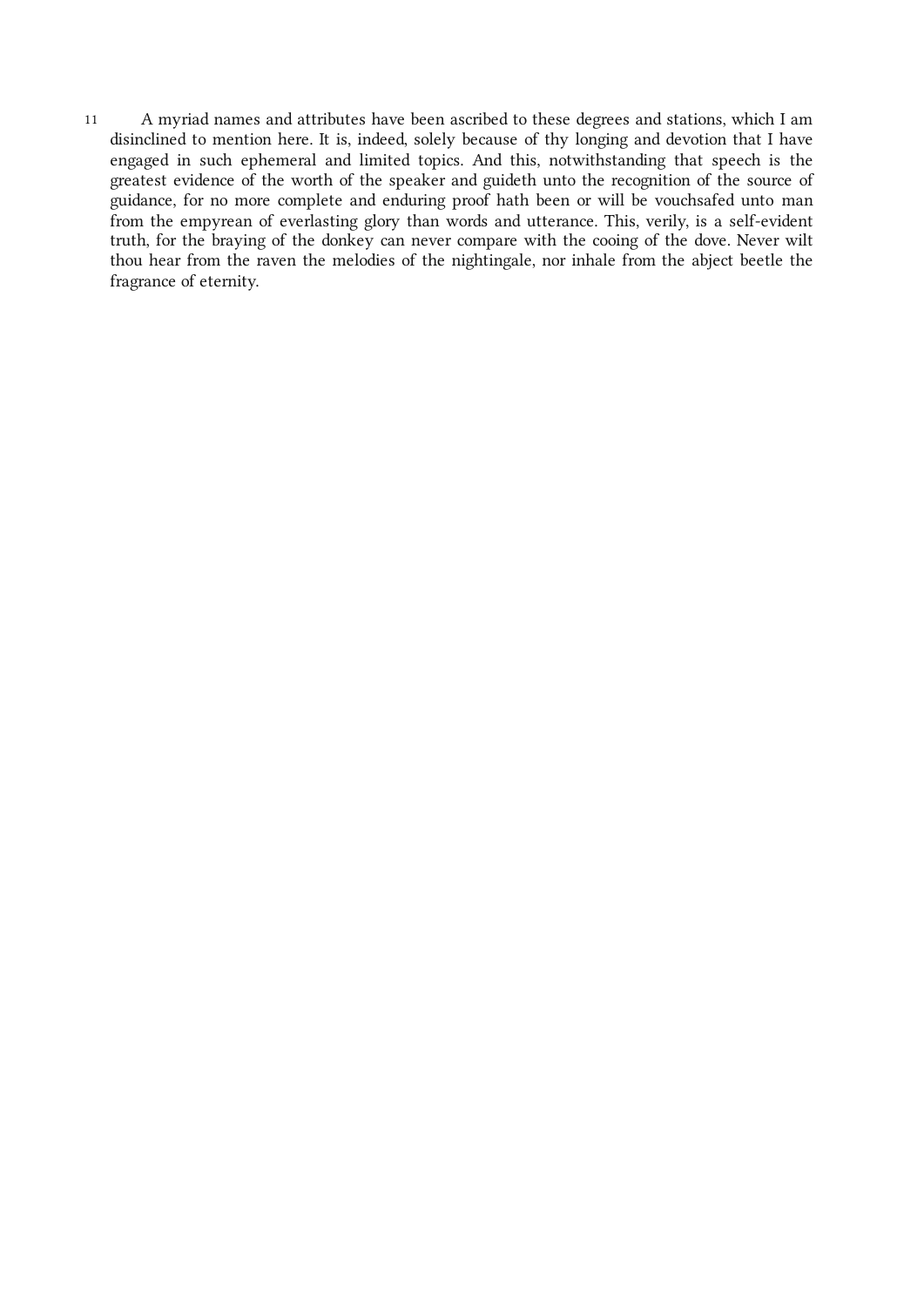11 A myriad names and attributes have been ascribed to these degrees and stations, which I am disinclined to mention here. It is, indeed, solely because of thy longing and devotion that I have engaged in such ephemeral and limited topics. And this, notwithstanding that speech is the greatest evidence of the worth of the speaker and guideth unto the recognition of the source of guidance, for no more complete and enduring proof hath been or will be vouchsafed unto man from the empyrean of everlasting glory than words and utterance. This, verily, is a self-evident truth, for the braying of the donkey can never compare with the cooing of the dove. Never wilt thou hear from the raven the melodies of the nightingale, nor inhale from the abject beetle the fragrance of eternity.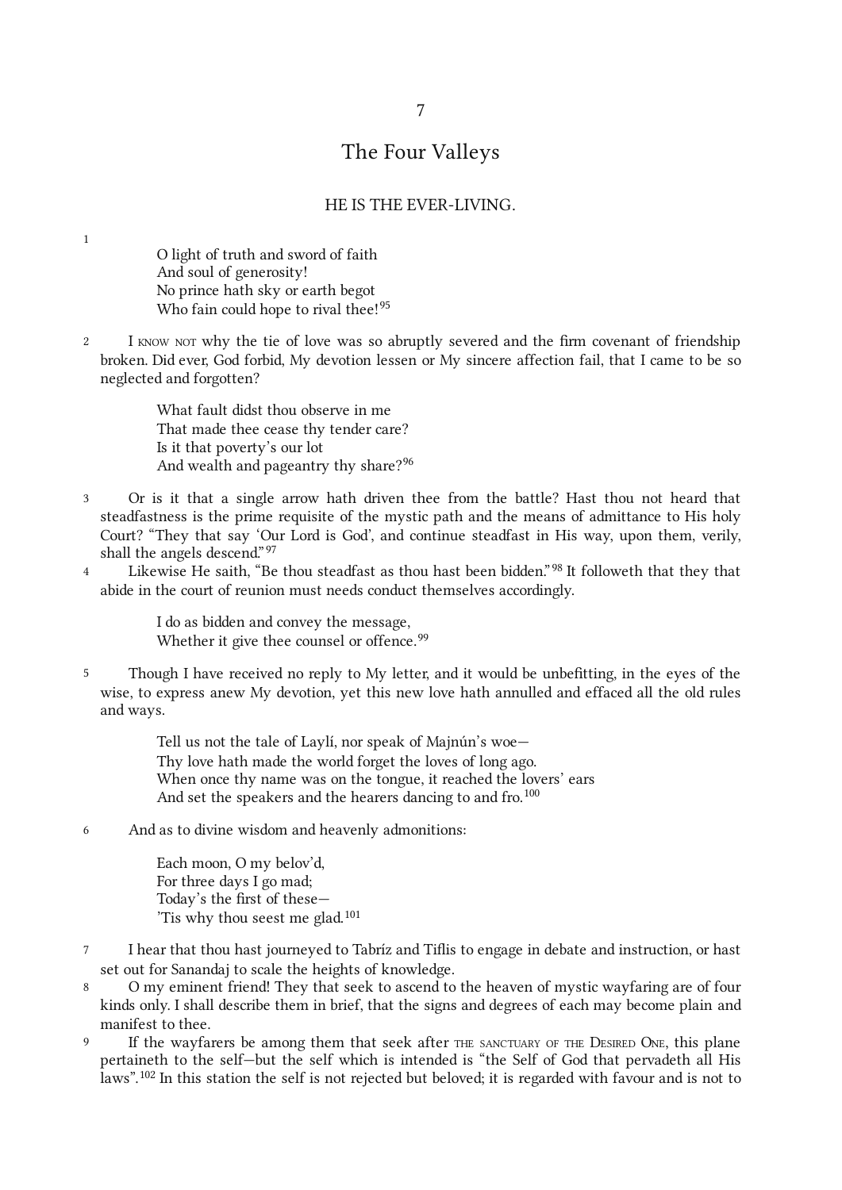# 7

## The Four Valleys

HE IS THE EVER-LIVING.

1

> O light of truth and sword of faith
> And soul of generosity!
> No prince hath sky or earth begot
> Who fain could hope to rival thee![95]

2 I KNOW NOT why the tie of love was so abruptly severed and the firm covenant of friendship broken. Did ever, God forbid, My devotion lessen or My sincere affection fail, that I came to be so neglected and forgotten?

> What fault didst thou observe in me
> That made thee cease thy tender care?
> Is it that poverty's our lot
> And wealth and pageantry thy share?[96]

3 Or is it that a single arrow hath driven thee from the battle? Hast thou not heard that steadfastness is the prime requisite of the mystic path and the means of admittance to His holy Court? "They that say 'Our Lord is God', and continue steadfast in His way, upon them, verily, shall the angels descend."[97]

4 Likewise He saith, "Be thou steadfast as thou hast been bidden."[98] It followeth that they that abide in the court of reunion must needs conduct themselves accordingly.

> I do as bidden and convey the message,
> Whether it give thee counsel or offence.[99]

5 Though I have received no reply to My letter, and it would be unbefitting, in the eyes of the wise, to express anew My devotion, yet this new love hath annulled and effaced all the old rules and ways.

> Tell us not the tale of Laylí, nor speak of Majnún's woe—
> Thy love hath made the world forget the loves of long ago.
> When once thy name was on the tongue, it reached the lovers' ears
> And set the speakers and the hearers dancing to and fro.[100]

6 And as to divine wisdom and heavenly admonitions:

> Each moon, O my belov'd,
> For three days I go mad;
> Today's the first of these—
> 'Tis why thou seest me glad.[101]

7 I hear that thou hast journeyed to Tabríz and Tiflis to engage in debate and instruction, or hast set out for Sanandaj to scale the heights of knowledge.

8 O my eminent friend! They that seek to ascend to the heaven of mystic wayfaring are of four kinds only. I shall describe them in brief, that the signs and degrees of each may become plain and manifest to thee.

9 If the wayfarers be among them that seek after THE SANCTUARY OF THE DESIRED ONE, this plane pertaineth to the self—but the self which is intended is "the Self of God that pervadeth all His laws".[102] In this station the self is not rejected but beloved; it is regarded with favour and is not to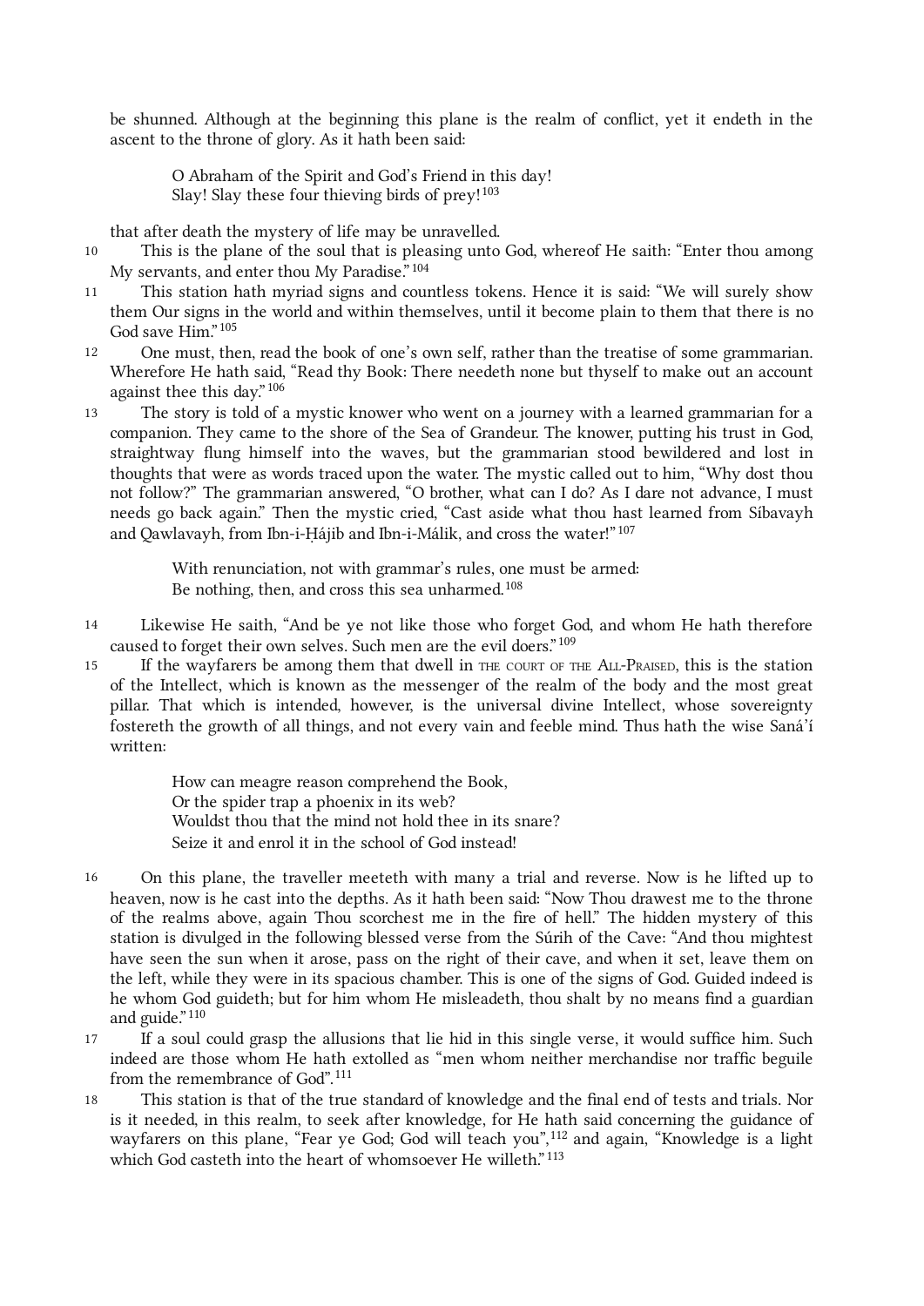be shunned. Although at the beginning this plane is the realm of conflict, yet it endeth in the ascent to the throne of glory. As it hath been said:

> O Abraham of the Spirit and God's Friend in this day!
> Slay! Slay these four thieving birds of prey![103]

that after death the mystery of life may be unravelled.

10 This is the plane of the soul that is pleasing unto God, whereof He saith: "Enter thou among My servants, and enter thou My Paradise."[104]

11 This station hath myriad signs and countless tokens. Hence it is said: "We will surely show them Our signs in the world and within themselves, until it become plain to them that there is no God save Him."[105]

12 One must, then, read the book of one's own self, rather than the treatise of some grammarian. Wherefore He hath said, "Read thy Book: There needeth none but thyself to make out an account against thee this day."[106]

13 The story is told of a mystic knower who went on a journey with a learned grammarian for a companion. They came to the shore of the Sea of Grandeur. The knower, putting his trust in God, straightway flung himself into the waves, but the grammarian stood bewildered and lost in thoughts that were as words traced upon the water. The mystic called out to him, "Why dost thou not follow?" The grammarian answered, "O brother, what can I do? As I dare not advance, I must needs go back again." Then the mystic cried, "Cast aside what thou hast learned from Síbavayh and Qawlavayh, from Ibn-i-Ḥájib and Ibn-i-Málik, and cross the water!"[107]

> With renunciation, not with grammar's rules, one must be armed:
> Be nothing, then, and cross this sea unharmed.[108]

14 Likewise He saith, "And be ye not like those who forget God, and whom He hath therefore caused to forget their own selves. Such men are the evil doers."[109]

15 If the wayfarers be among them that dwell in THE COURT OF THE ALL-PRAISED, this is the station of the Intellect, which is known as the messenger of the realm of the body and the most great pillar. That which is intended, however, is the universal divine Intellect, whose sovereignty fostereth the growth of all things, and not every vain and feeble mind. Thus hath the wise Saná'í written:

> How can meagre reason comprehend the Book,
> Or the spider trap a phoenix in its web?
> Wouldst thou that the mind not hold thee in its snare?
> Seize it and enrol it in the school of God instead!

16 On this plane, the traveller meeteth with many a trial and reverse. Now is he lifted up to heaven, now is he cast into the depths. As it hath been said: "Now Thou drawest me to the throne of the realms above, again Thou scorchest me in the fire of hell." The hidden mystery of this station is divulged in the following blessed verse from the Súrih of the Cave: "And thou mightest have seen the sun when it arose, pass on the right of their cave, and when it set, leave them on the left, while they were in its spacious chamber. This is one of the signs of God. Guided indeed is he whom God guideth; but for him whom He misleadeth, thou shalt by no means find a guardian and guide."[110]

17 If a soul could grasp the allusions that lie hid in this single verse, it would suffice him. Such indeed are those whom He hath extolled as "men whom neither merchandise nor traffic beguile from the remembrance of God".[111]

18 This station is that of the true standard of knowledge and the final end of tests and trials. Nor is it needed, in this realm, to seek after knowledge, for He hath said concerning the guidance of wayfarers on this plane, "Fear ye God; God will teach you",[112] and again, "Knowledge is a light which God casteth into the heart of whomsoever He willeth."[113]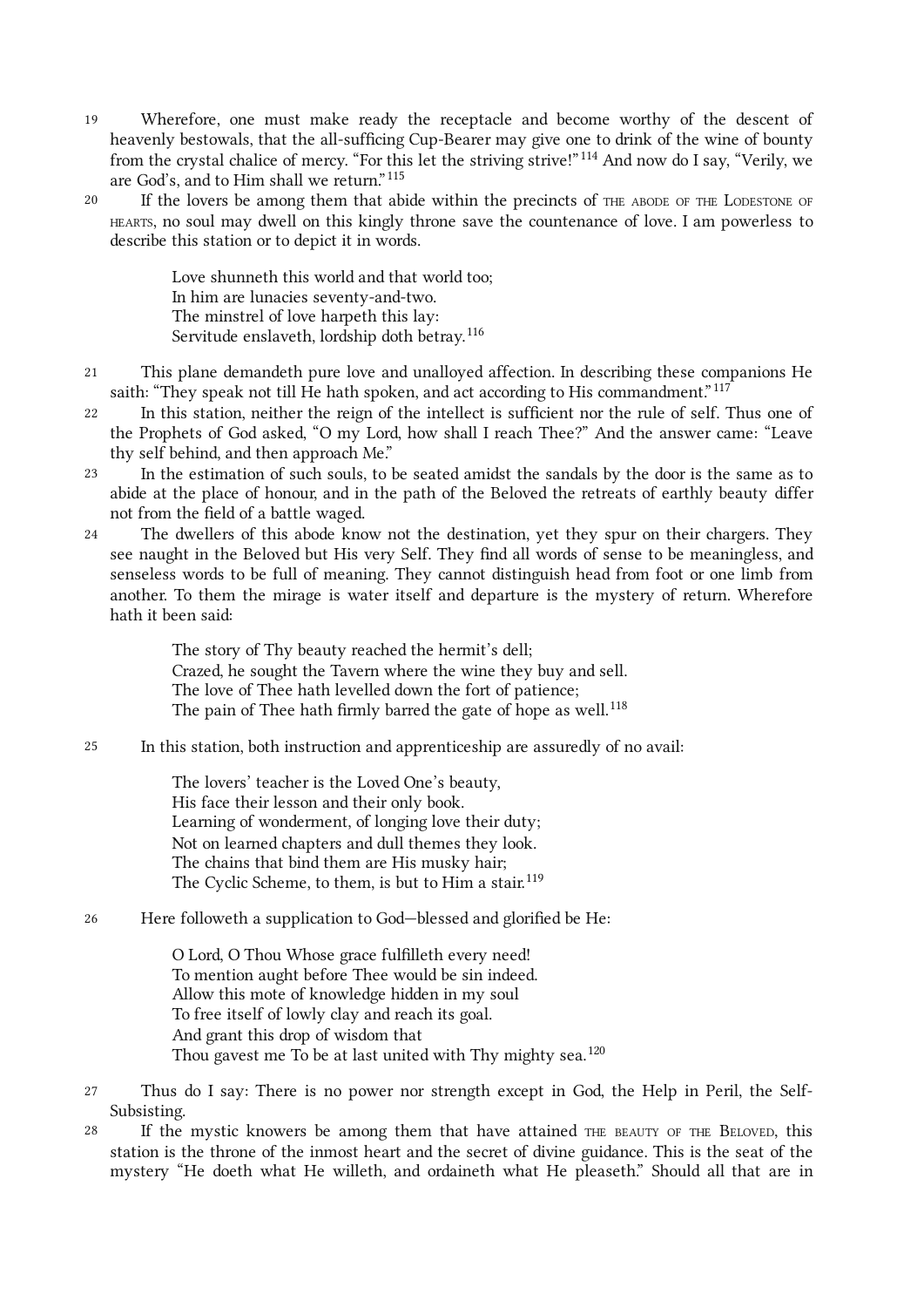19 Wherefore, one must make ready the receptacle and become worthy of the descent of heavenly bestowals, that the all-sufficing Cup-Bearer may give one to drink of the wine of bounty from the crystal chalice of mercy. “For this let the striving strive!”[114] And now do I say, “Verily, we are God’s, and to Him shall we return.”[115]

20 If the lovers be among them that abide within the precincts of THE ABODE OF THE LODESTONE OF HEARTS, no soul may dwell on this kingly throne save the countenance of love. I am powerless to describe this station or to depict it in words.

> Love shunneth this world and that world too;
> In him are lunacies seventy-and-two.
> The minstrel of love harpeth this lay:
> Servitude enslaveth, lordship doth betray.[116]

21 This plane demandeth pure love and unalloyed affection. In describing these companions He saith: “They speak not till He hath spoken, and act according to His commandment.”[117]

22 In this station, neither the reign of the intellect is sufficient nor the rule of self. Thus one of the Prophets of God asked, “O my Lord, how shall I reach Thee?” And the answer came: “Leave thy self behind, and then approach Me.”

23 In the estimation of such souls, to be seated amidst the sandals by the door is the same as to abide at the place of honour, and in the path of the Beloved the retreats of earthly beauty differ not from the field of a battle waged.

24 The dwellers of this abode know not the destination, yet they spur on their chargers. They see naught in the Beloved but His very Self. They find all words of sense to be meaningless, and senseless words to be full of meaning. They cannot distinguish head from foot or one limb from another. To them the mirage is water itself and departure is the mystery of return. Wherefore hath it been said:

> The story of Thy beauty reached the hermit’s dell;
> Crazed, he sought the Tavern where the wine they buy and sell.
> The love of Thee hath levelled down the fort of patience;
> The pain of Thee hath firmly barred the gate of hope as well.[118]

25 In this station, both instruction and apprenticeship are assuredly of no avail:

> The lovers’ teacher is the Loved One’s beauty,
> His face their lesson and their only book.
> Learning of wonderment, of longing love their duty;
> Not on learned chapters and dull themes they look.
> The chains that bind them are His musky hair;
> The Cyclic Scheme, to them, is but to Him a stair.[119]

26 Here followeth a supplication to God—blessed and glorified be He:

> O Lord, O Thou Whose grace fulfilleth every need!
> To mention aught before Thee would be sin indeed.
> Allow this mote of knowledge hidden in my soul
> To free itself of lowly clay and reach its goal.
> And grant this drop of wisdom that
> Thou gavest me To be at last united with Thy mighty sea.[120]

27 Thus do I say: There is no power nor strength except in God, the Help in Peril, the Self-Subsisting.

28 If the mystic knowers be among them that have attained THE BEAUTY OF THE BELOVED, this station is the throne of the inmost heart and the secret of divine guidance. This is the seat of the mystery “He doeth what He willeth, and ordaineth what He pleaseth.” Should all that are in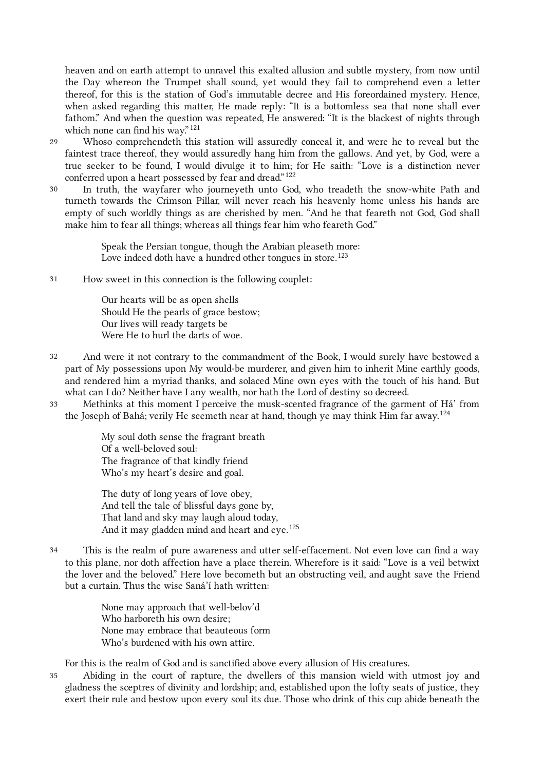heaven and on earth attempt to unravel this exalted allusion and subtle mystery, from now until the Day whereon the Trumpet shall sound, yet would they fail to comprehend even a letter thereof, for this is the station of God's immutable decree and His foreordained mystery. Hence, when asked regarding this matter, He made reply: "It is a bottomless sea that none shall ever fathom." And when the question was repeated, He answered: "It is the blackest of nights through which none can find his way."[121]

29 Whoso comprehendeth this station will assuredly conceal it, and were he to reveal but the faintest trace thereof, they would assuredly hang him from the gallows. And yet, by God, were a true seeker to be found, I would divulge it to him; for He saith: "Love is a distinction never conferred upon a heart possessed by fear and dread."[122]

30 In truth, the wayfarer who journeyeth unto God, who treadeth the snow-white Path and turneth towards the Crimson Pillar, will never reach his heavenly home unless his hands are empty of such worldly things as are cherished by men. "And he that feareth not God, God shall make him to fear all things; whereas all things fear him who feareth God."

> Speak the Persian tongue, though the Arabian pleaseth more:
> Love indeed doth have a hundred other tongues in store.[123]

31 How sweet in this connection is the following couplet:

> Our hearts will be as open shells
> Should He the pearls of grace bestow;
> Our lives will ready targets be
> Were He to hurl the darts of woe.

32 And were it not contrary to the commandment of the Book, I would surely have bestowed a part of My possessions upon My would-be murderer, and given him to inherit Mine earthly goods, and rendered him a myriad thanks, and solaced Mine own eyes with the touch of his hand. But what can I do? Neither have I any wealth, nor hath the Lord of destiny so decreed.

33 Methinks at this moment I perceive the musk-scented fragrance of the garment of Há' from the Joseph of Bahá; verily He seemeth near at hand, though ye may think Him far away.[124]

> My soul doth sense the fragrant breath
> Of a well-beloved soul:
> The fragrance of that kindly friend
> Who's my heart's desire and goal.
>
> The duty of long years of love obey,
> And tell the tale of blissful days gone by,
> That land and sky may laugh aloud today,
> And it may gladden mind and heart and eye.[125]

34 This is the realm of pure awareness and utter self-effacement. Not even love can find a way to this plane, nor doth affection have a place therein. Wherefore is it said: "Love is a veil betwixt the lover and the beloved." Here love becometh but an obstructing veil, and aught save the Friend but a curtain. Thus the wise Saná'í hath written:

> None may approach that well-belov'd
> Who harboreth his own desire;
> None may embrace that beauteous form
> Who's burdened with his own attire.

For this is the realm of God and is sanctified above every allusion of His creatures.

35 Abiding in the court of rapture, the dwellers of this mansion wield with utmost joy and gladness the sceptres of divinity and lordship; and, established upon the lofty seats of justice, they exert their rule and bestow upon every soul its due. Those who drink of this cup abide beneath the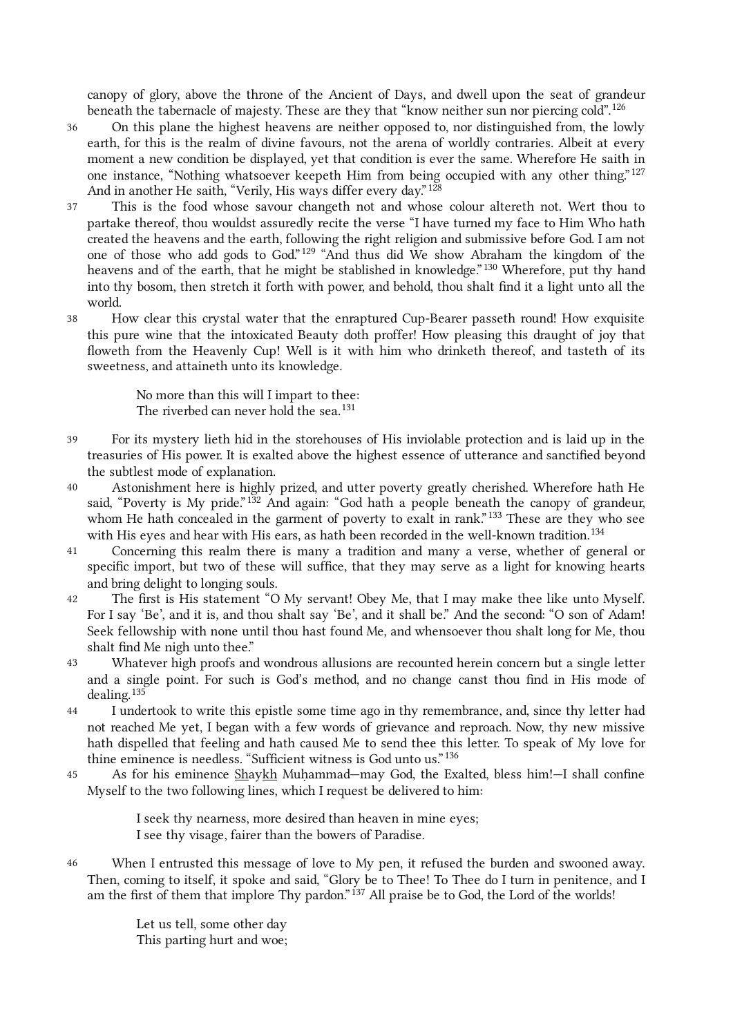canopy of glory, above the throne of the Ancient of Days, and dwell upon the seat of grandeur beneath the tabernacle of majesty. These are they that "know neither sun nor piercing cold".[126]

36 On this plane the highest heavens are neither opposed to, nor distinguished from, the lowly earth, for this is the realm of divine favours, not the arena of worldly contraries. Albeit at every moment a new condition be displayed, yet that condition is ever the same. Wherefore He saith in one instance, "Nothing whatsoever keepeth Him from being occupied with any other thing."[127] And in another He saith, "Verily, His ways differ every day."[128]

37 This is the food whose savour changeth not and whose colour altereth not. Wert thou to partake thereof, thou wouldst assuredly recite the verse "I have turned my face to Him Who hath created the heavens and the earth, following the right religion and submissive before God. I am not one of those who add gods to God."[129] "And thus did We show Abraham the kingdom of the heavens and of the earth, that he might be stablished in knowledge."[130] Wherefore, put thy hand into thy bosom, then stretch it forth with power, and behold, thou shalt find it a light unto all the world.

38 How clear this crystal water that the enraptured Cup-Bearer passeth round! How exquisite this pure wine that the intoxicated Beauty doth proffer! How pleasing this draught of joy that floweth from the Heavenly Cup! Well is it with him who drinketh thereof, and tasteth of its sweetness, and attaineth unto its knowledge.

> No more than this will I impart to thee:
> The riverbed can never hold the sea.[131]

39 For its mystery lieth hid in the storehouses of His inviolable protection and is laid up in the treasuries of His power. It is exalted above the highest essence of utterance and sanctified beyond the subtlest mode of explanation.

40 Astonishment here is highly prized, and utter poverty greatly cherished. Wherefore hath He said, "Poverty is My pride."[132] And again: "God hath a people beneath the canopy of grandeur, whom He hath concealed in the garment of poverty to exalt in rank."[133] These are they who see with His eyes and hear with His ears, as hath been recorded in the well-known tradition.[134]

41 Concerning this realm there is many a tradition and many a verse, whether of general or specific import, but two of these will suffice, that they may serve as a light for knowing hearts and bring delight to longing souls.

42 The first is His statement "O My servant! Obey Me, that I may make thee like unto Myself. For I say 'Be', and it is, and thou shalt say 'Be', and it shall be." And the second: "O son of Adam! Seek fellowship with none until thou hast found Me, and whensoever thou shalt long for Me, thou shalt find Me nigh unto thee."

43 Whatever high proofs and wondrous allusions are recounted herein concern but a single letter and a single point. For such is God's method, and no change canst thou find in His mode of dealing.[135]

44 I undertook to write this epistle some time ago in thy remembrance, and, since thy letter had not reached Me yet, I began with a few words of grievance and reproach. Now, thy new missive hath dispelled that feeling and hath caused Me to send thee this letter. To speak of My love for thine eminence is needless. "Sufficient witness is God unto us."[136]

45 As for his eminence Shaykh Muḥammad—may God, the Exalted, bless him!—I shall confine Myself to the two following lines, which I request be delivered to him:

> I seek thy nearness, more desired than heaven in mine eyes;
> I see thy visage, fairer than the bowers of Paradise.

46 When I entrusted this message of love to My pen, it refused the burden and swooned away. Then, coming to itself, it spoke and said, "Glory be to Thee! To Thee do I turn in penitence, and I am the first of them that implore Thy pardon."[137] All praise be to God, the Lord of the worlds!

> Let us tell, some other day
> This parting hurt and woe;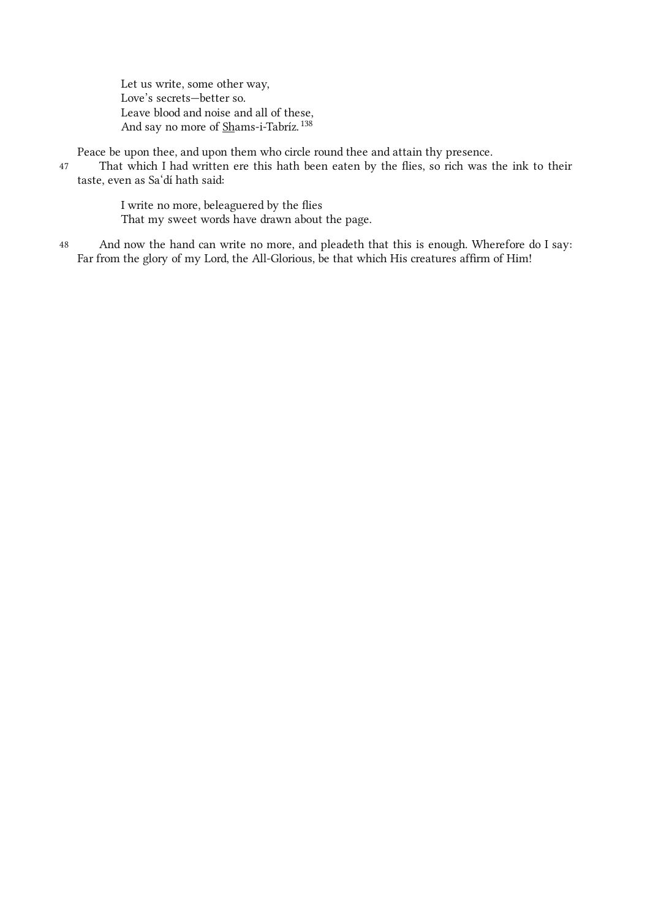> Let us write, some other way,
> Love's secrets—better so.
> Leave blood and noise and all of these,
> And say no more of Shams-i-Tabríz.[138]

Peace be upon thee, and upon them who circle round thee and attain thy presence.

47 That which I had written ere this hath been eaten by the flies, so rich was the ink to their taste, even as Saʻdí hath said:

> I write no more, beleaguered by the flies
> That my sweet words have drawn about the page.

48 And now the hand can write no more, and pleadeth that this is enough. Wherefore do I say: Far from the glory of my Lord, the All-Glorious, be that which His creatures affirm of Him!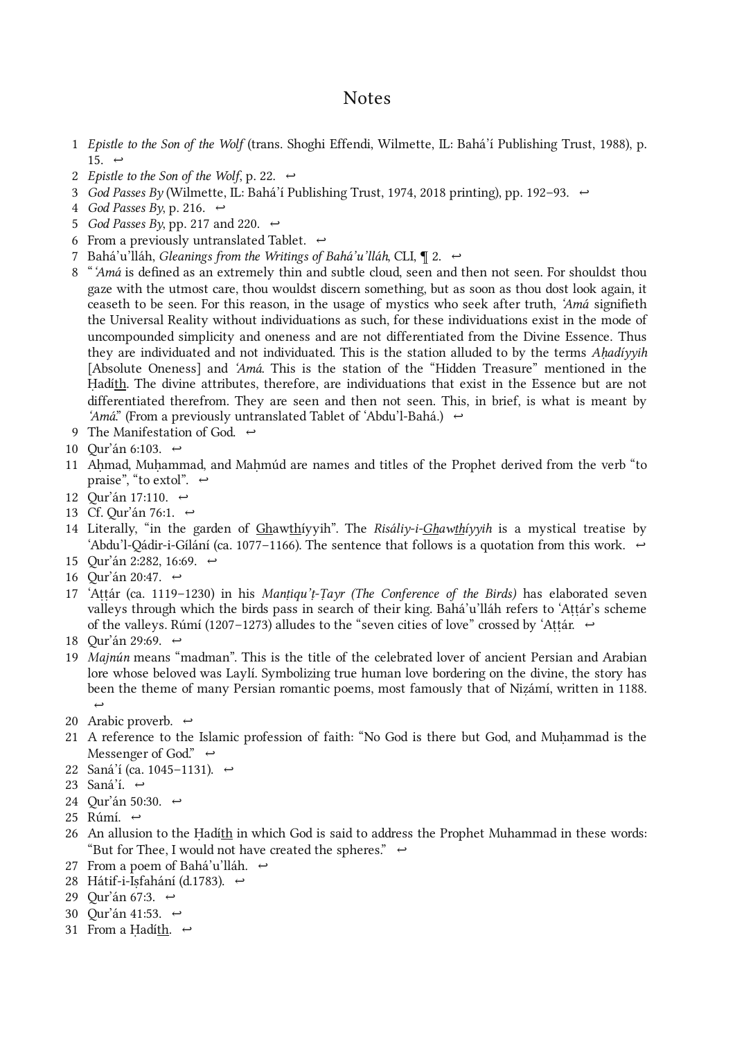# Notes

1. *Epistle to the Son of the Wolf* (trans. Shoghi Effendi, Wilmette, IL: Bahá'í Publishing Trust, 1988), p. 15. ↩
2. *Epistle to the Son of the Wolf*, p. 22. ↩
3. *God Passes By* (Wilmette, IL: Bahá'í Publishing Trust, 1974, 2018 printing), pp. 192–93. ↩
4. *God Passes By*, p. 216. ↩
5. *God Passes By*, pp. 217 and 220. ↩
6. From a previously untranslated Tablet. ↩
7. Bahá'u'lláh, *Gleanings from the Writings of Bahá'u'lláh*, CLI, ¶ 2. ↩
8. "*'Amá* is defined as an extremely thin and subtle cloud, seen and then not seen. For shouldst thou gaze with the utmost care, thou wouldst discern something, but as soon as thou dost look again, it ceaseth to be seen. For this reason, in the usage of mystics who seek after truth, *'Amá* signifieth the Universal Reality without individuations as such, for these individuations exist in the mode of uncompounded simplicity and oneness and are not differentiated from the Divine Essence. Thus they are individuated and not individuated. This is the station alluded to by the terms *Aḥadíyyih* [Absolute Oneness] and *'Amá*. This is the station of the "Hidden Treasure" mentioned in the Ḥadí<u>th</u>. The divine attributes, therefore, are individuations that exist in the Essence but are not differentiated therefrom. They are seen and then not seen. This, in brief, is what is meant by *'Amá*." (From a previously untranslated Tablet of 'Abdu'l-Bahá.) ↩
9. The Manifestation of God. ↩
10. Qur'án 6:103. ↩
11. Aḥmad, Muḥammad, and Maḥmúd are names and titles of the Prophet derived from the verb "to praise", "to extol". ↩
12. Qur'án 17:110. ↩
13. Cf. Qur'án 76:1. ↩
14. Literally, "in the garden of <u>Gh</u>aw<u>th</u>íyyih". The *Risáliy-i-<u>Gh</u>aw<u>th</u>íyyih* is a mystical treatise by 'Abdu'l-Qádir-i-Gílání (ca. 1077–1166). The sentence that follows is a quotation from this work. ↩
15. Qur'án 2:282, 16:69. ↩
16. Qur'án 20:47. ↩
17. 'Aṭṭár (ca. 1119–1230) in his *Manṭiqu'ṭ-Ṭayr (The Conference of the Birds)* has elaborated seven valleys through which the birds pass in search of their king. Bahá'u'lláh refers to 'Aṭṭár's scheme of the valleys. Rúmí (1207–1273) alludes to the "seven cities of love" crossed by 'Aṭṭár. ↩
18. Qur'án 29:69. ↩
19. *Majnún* means "madman". This is the title of the celebrated lover of ancient Persian and Arabian lore whose beloved was Laylí. Symbolizing true human love bordering on the divine, the story has been the theme of many Persian romantic poems, most famously that of Niẓámí, written in 1188. ↩
20. Arabic proverb. ↩
21. A reference to the Islamic profession of faith: "No God is there but God, and Muḥammad is the Messenger of God." ↩
22. Saná'í (ca. 1045–1131). ↩
23. Saná'í. ↩
24. Qur'án 50:30. ↩
25. Rúmí. ↩
26. An allusion to the Ḥadí<u>th</u> in which God is said to address the Prophet Muhammad in these words: "But for Thee, I would not have created the spheres." ↩
27. From a poem of Bahá'u'lláh. ↩
28. Hátif-i-Iṣfahání (d.1783). ↩
29. Qur'án 67:3. ↩
30. Qur'án 41:53. ↩
31. From a Ḥadí<u>th</u>. ↩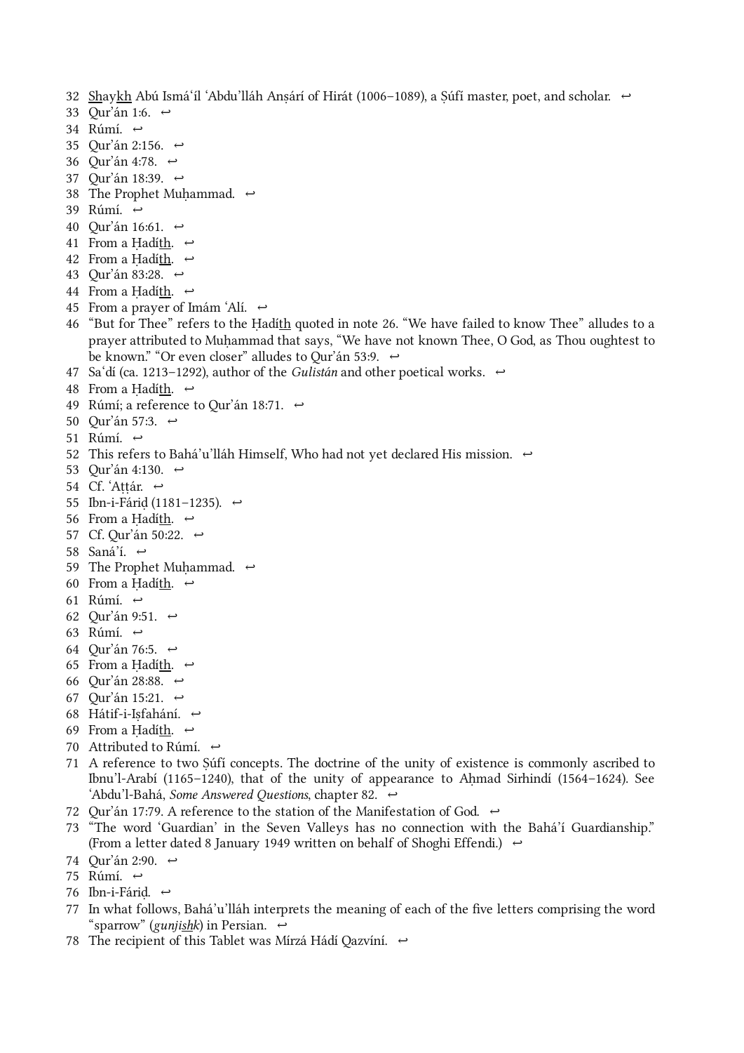32 Shaykh Abú Ismá‘íl ‘Abdu’lláh Anṣárí of Hirát (1006–1089), a Ṣúfí master, poet, and scholar. ↩
33 Qur’án 1:6. ↩
34 Rúmí. ↩
35 Qur’án 2:156. ↩
36 Qur’án 4:78. ↩
37 Qur’án 18:39. ↩
38 The Prophet Muḥammad. ↩
39 Rúmí. ↩
40 Qur’án 16:61. ↩
41 From a Ḥadíth. ↩
42 From a Ḥadíth. ↩
43 Qur’án 83:28. ↩
44 From a Ḥadíth. ↩
45 From a prayer of Imám ‘Alí. ↩
46 “But for Thee” refers to the Ḥadíth quoted in note 26. “We have failed to know Thee” alludes to a prayer attributed to Muḥammad that says, “We have not known Thee, O God, as Thou oughtest to be known.” “Or even closer” alludes to Qur’án 53:9. ↩
47 Sa‘dí (ca. 1213–1292), author of the *Gulistán* and other poetical works. ↩
48 From a Ḥadíth. ↩
49 Rúmí; a reference to Qur’án 18:71. ↩
50 Qur’án 57:3. ↩
51 Rúmí. ↩
52 This refers to Bahá’u’lláh Himself, Who had not yet declared His mission. ↩
53 Qur’án 4:130. ↩
54 Cf. ‘Aṭṭár. ↩
55 Ibn-i-Fáriḍ (1181–1235). ↩
56 From a Ḥadíth. ↩
57 Cf. Qur’án 50:22. ↩
58 Saná’í. ↩
59 The Prophet Muḥammad. ↩
60 From a Ḥadíth. ↩
61 Rúmí. ↩
62 Qur’án 9:51. ↩
63 Rúmí. ↩
64 Qur’án 76:5. ↩
65 From a Ḥadíth. ↩
66 Qur’án 28:88. ↩
67 Qur’án 15:21. ↩
68 Hátif-i-Iṣfahání. ↩
69 From a Ḥadíth. ↩
70 Attributed to Rúmí. ↩
71 A reference to two Ṣúfí concepts. The doctrine of the unity of existence is commonly ascribed to Ibnu’l-Arabí (1165–1240), that of the unity of appearance to Aḥmad Sirhindí (1564–1624). See ‘Abdu’l-Bahá, *Some Answered Questions*, chapter 82. ↩
72 Qur’án 17:79. A reference to the station of the Manifestation of God. ↩
73 “The word ‘Guardian’ in the Seven Valleys has no connection with the Bahá’í Guardianship.” (From a letter dated 8 January 1949 written on behalf of Shoghi Effendi.) ↩
74 Qur’án 2:90. ↩
75 Rúmí. ↩
76 Ibn-i-Fáriḍ. ↩
77 In what follows, Bahá’u’lláh interprets the meaning of each of the five letters comprising the word “sparrow” (*gunjishk*) in Persian. ↩
78 The recipient of this Tablet was Mírzá Hádí Qazvíní. ↩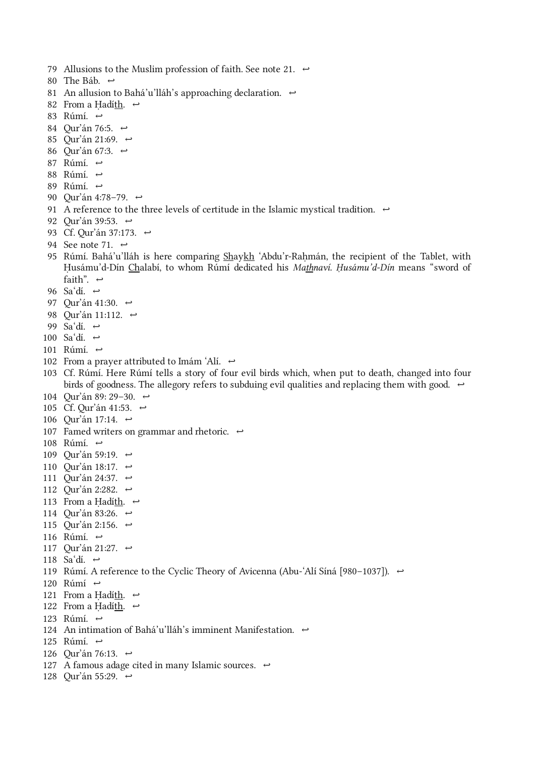79 Allusions to the Muslim profession of faith. See note 21. ↩

80 The Báb. ↩

81 An allusion to Bahá'u'lláh's approaching declaration. ↩

82 From a Ḥadíth. ↩

83 Rúmí. ↩

84 Qur'án 76:5. ↩

85 Qur'án 21:69. ↩

86 Qur'án 67:3. ↩

87 Rúmí. ↩

88 Rúmí. ↩

89 Rúmí. ↩

90 Qur'án 4:78–79. ↩

91 A reference to the three levels of certitude in the Islamic mystical tradition. ↩

92 Qur'án 39:53. ↩

93 Cf. Qur'án 37:173. ↩

94 See note 71. ↩

95 Rúmí. Bahá'u'lláh is here comparing Shaykh 'Abdu'r-Raḥmán, the recipient of the Tablet, with Ḥusámu'd-Dín Chalabí, to whom Rúmí dedicated his *Mathnaví*. *Ḥusámu'd-Dín* means "sword of faith". ↩

96 Sa'dí. ↩

97 Qur'án 41:30. ↩

98 Qur'án 11:112. ↩

99 Sa'dí. ↩

100 Sa'dí. ↩

101 Rúmí. ↩

102 From a prayer attributed to Imám 'Alí. ↩

103 Cf. Rúmí. Here Rúmí tells a story of four evil birds which, when put to death, changed into four birds of goodness. The allegory refers to subduing evil qualities and replacing them with good. ↩

104 Qur'án 89: 29–30. ↩

105 Cf. Qur'án 41:53. ↩

106 Qur'án 17:14. ↩

107 Famed writers on grammar and rhetoric. ↩

108 Rúmí. ↩

109 Qur'án 59:19. ↩

110 Qur'án 18:17. ↩

111 Qur'án 24:37. ↩

112 Qur'án 2:282. ↩

113 From a Ḥadíth. ↩

114 Qur'án 83:26. ↩

115 Qur'án 2:156. ↩

116 Rúmí. ↩

117 Qur'án 21:27. ↩

118 Sa'dí. ↩

119 Rúmí. A reference to the Cyclic Theory of Avicenna (Abu-'Alí Síná [980–1037]). ↩

120 Rúmí ↩

121 From a Ḥadíth. ↩

122 From a Ḥadíth. ↩

123 Rúmí. ↩

124 An intimation of Bahá'u'lláh's imminent Manifestation. ↩

125 Rúmí. ↩

126 Qur'án 76:13. ↩

127 A famous adage cited in many Islamic sources. ↩

128 Qur'án 55:29. ↩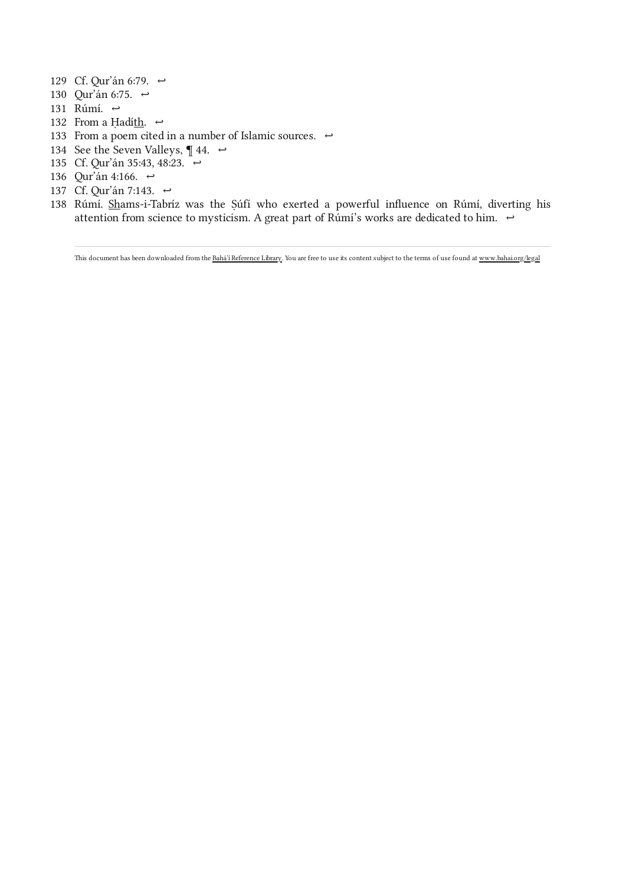129 Cf. Qur'án 6:79. ↩
130 Qur'án 6:75. ↩
131 Rúmí. ↩
132 From a Ḥadíth. ↩
133 From a poem cited in a number of Islamic sources. ↩
134 See the Seven Valleys, ¶ 44. ↩
135 Cf. Qur'án 35:43, 48:23. ↩
136 Qur'án 4:166. ↩
137 Cf. Qur'án 7:143. ↩
138 Rúmí. Shams-i-Tabríz was the Ṣúfí who exerted a powerful influence on Rúmí, diverting his attention from science to mysticism. A great part of Rúmí's works are dedicated to him. ↩

This document has been downloaded from the Bahá'í Reference Library. You are free to use its content subject to the terms of use found at www.bahai.org/legal